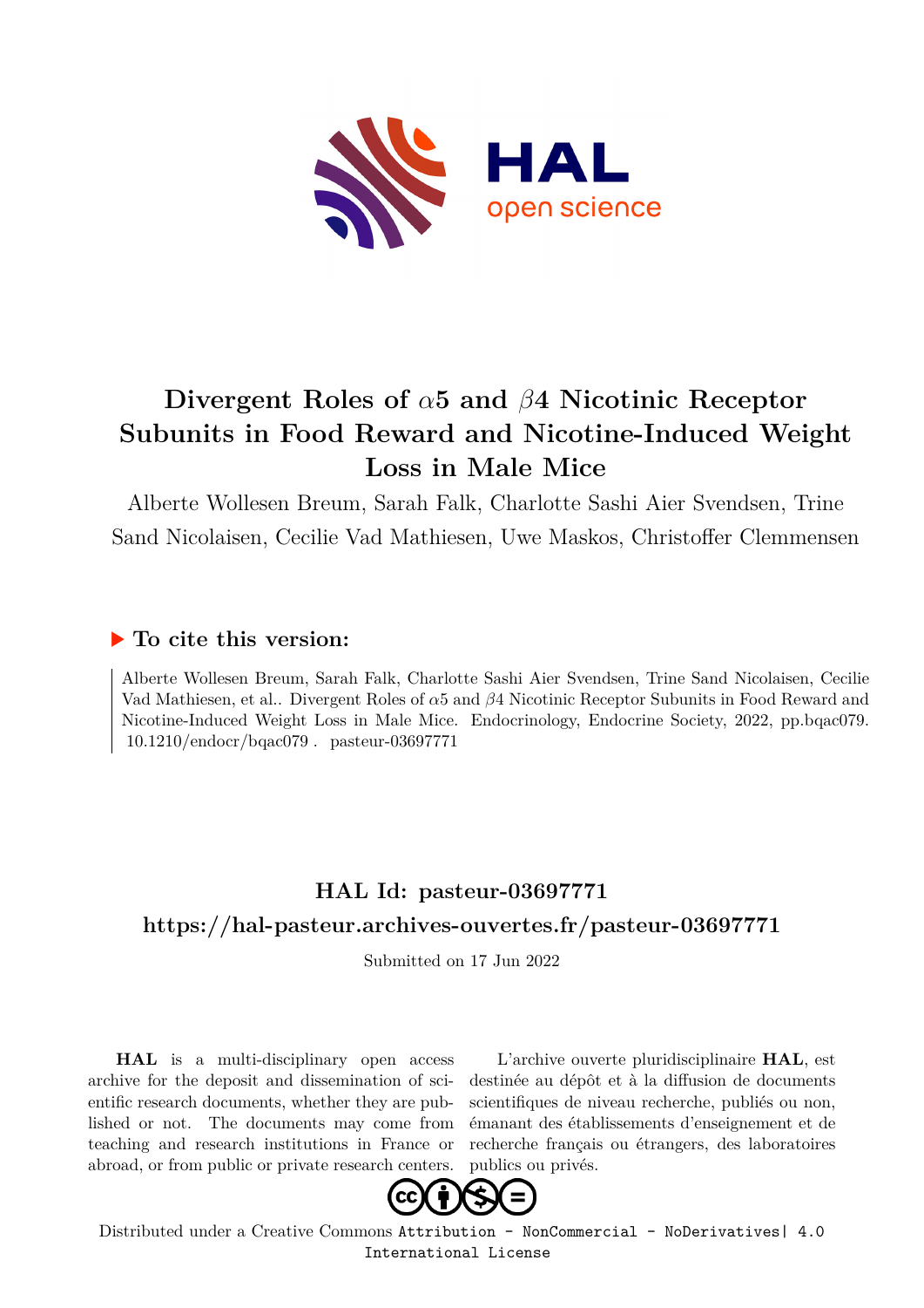# Divergent Roles of $\alpha 5$ and $\beta 4$ Nicotinic Receptor Subunits in Food Reward and Nicotine-Induced Weight Loss in Male Mice

Alberte Wollesen Breum, Sarah Falk, Charlotte Sashi Aier Svendsen, Trine Sand Nicolaisen, Cecilie Vad Mathiesen, Uwe Maskos, Christoffer Clemmensen

## ▶ To cite this version:

Alberte Wollesen Breum, Sarah Falk, Charlotte Sashi Aier Svendsen, Trine Sand Nicolaisen, Cecilie Vad Mathiesen, et al.. Divergent Roles of $\alpha 5$ and $\beta 4$ Nicotinic Receptor Subunits in Food Reward and Nicotine-Induced Weight Loss in Male Mice. Endocrinology, Endocrine Society, 2022, pp.bqac079. 10.1210/endocr/bqac079 . pasteur-03697771

## HAL Id: pasteur-03697771
## https://hal-pasteur.archives-ouvertes.fr/pasteur-03697771

Submitted on 17 Jun 2022

**HAL** is a multi-disciplinary open access archive for the deposit and dissemination of scientific research documents, whether they are published or not. The documents may come from teaching and research institutions in France or abroad, or from public or private research centers.

L'archive ouverte pluridisciplinaire **HAL**, est destinée au dépôt et à la diffusion de documents scientifiques de niveau recherche, publiés ou non, émanant des établissements d'enseignement et de recherche français ou étrangers, des laboratoires publics ou privés.

Distributed under a Creative Commons Attribution - NonCommercial - NoDerivatives| 4.0 International License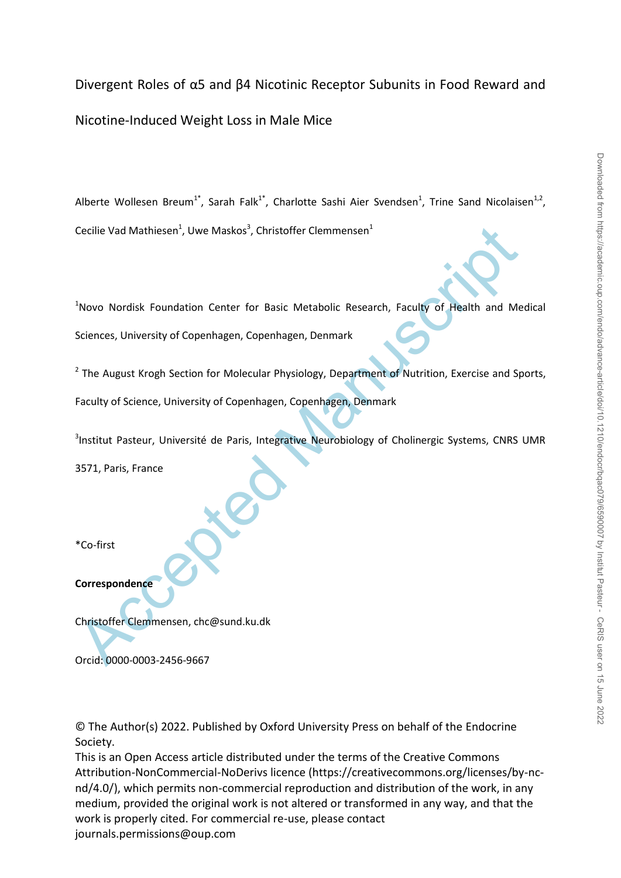Divergent Roles of α5 and β4 Nicotinic Receptor Subunits in Food Reward and Nicotine-Induced Weight Loss in Male Mice

Alberte Wollesen Breum[1*], Sarah Falk[1*], Charlotte Sashi Aier Svendsen[1], Trine Sand Nicolaisen[1,2], Cecilie Vad Mathiesen[1], Uwe Maskos[3], Christoffer Clemmensen[1]

[1]Novo Nordisk Foundation Center for Basic Metabolic Research, Faculty of Health and Medical Sciences, University of Copenhagen, Copenhagen, Denmark

[2] The August Krogh Section for Molecular Physiology, Department of Nutrition, Exercise and Sports, Faculty of Science, University of Copenhagen, Copenhagen, Denmark

[3]Institut Pasteur, Université de Paris, Integrative Neurobiology of Cholinergic Systems, CNRS UMR 3571, Paris, France

*Co-first

**Correspondence**

Christoffer Clemmensen, chc@sund.ku.dk

Orcid: 0000-0003-2456-9667

© The Author(s) 2022. Published by Oxford University Press on behalf of the Endocrine Society.
This is an Open Access article distributed under the terms of the Creative Commons Attribution-NonCommercial-NoDerivs licence (https://creativecommons.org/licenses/by-nc-nd/4.0/), which permits non-commercial reproduction and distribution of the work, in any medium, provided the original work is not altered or transformed in any way, and that the work is properly cited. For commercial re-use, please contact journals.permissions@oup.com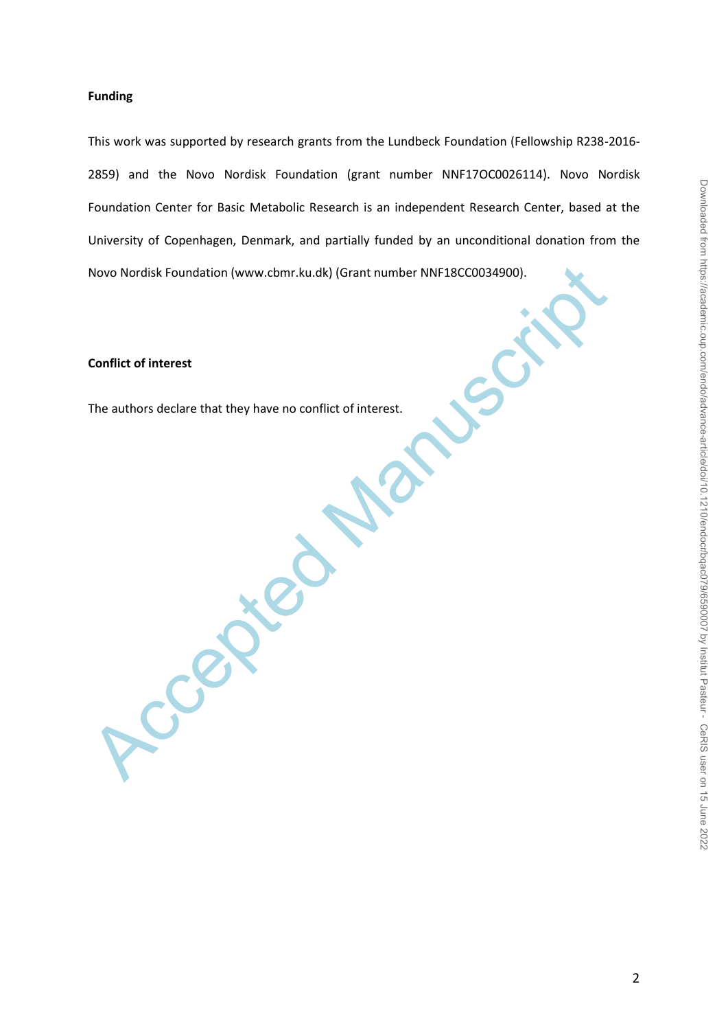**Funding**

This work was supported by research grants from the Lundbeck Foundation (Fellowship R238-2016-2859) and the Novo Nordisk Foundation (grant number NNF17OC0026114). Novo Nordisk Foundation Center for Basic Metabolic Research is an independent Research Center, based at the University of Copenhagen, Denmark, and partially funded by an unconditional donation from the Novo Nordisk Foundation (www.cbmr.ku.dk) (Grant number NNF18CC0034900).

**Conflict of interest**

The authors declare that they have no conflict of interest.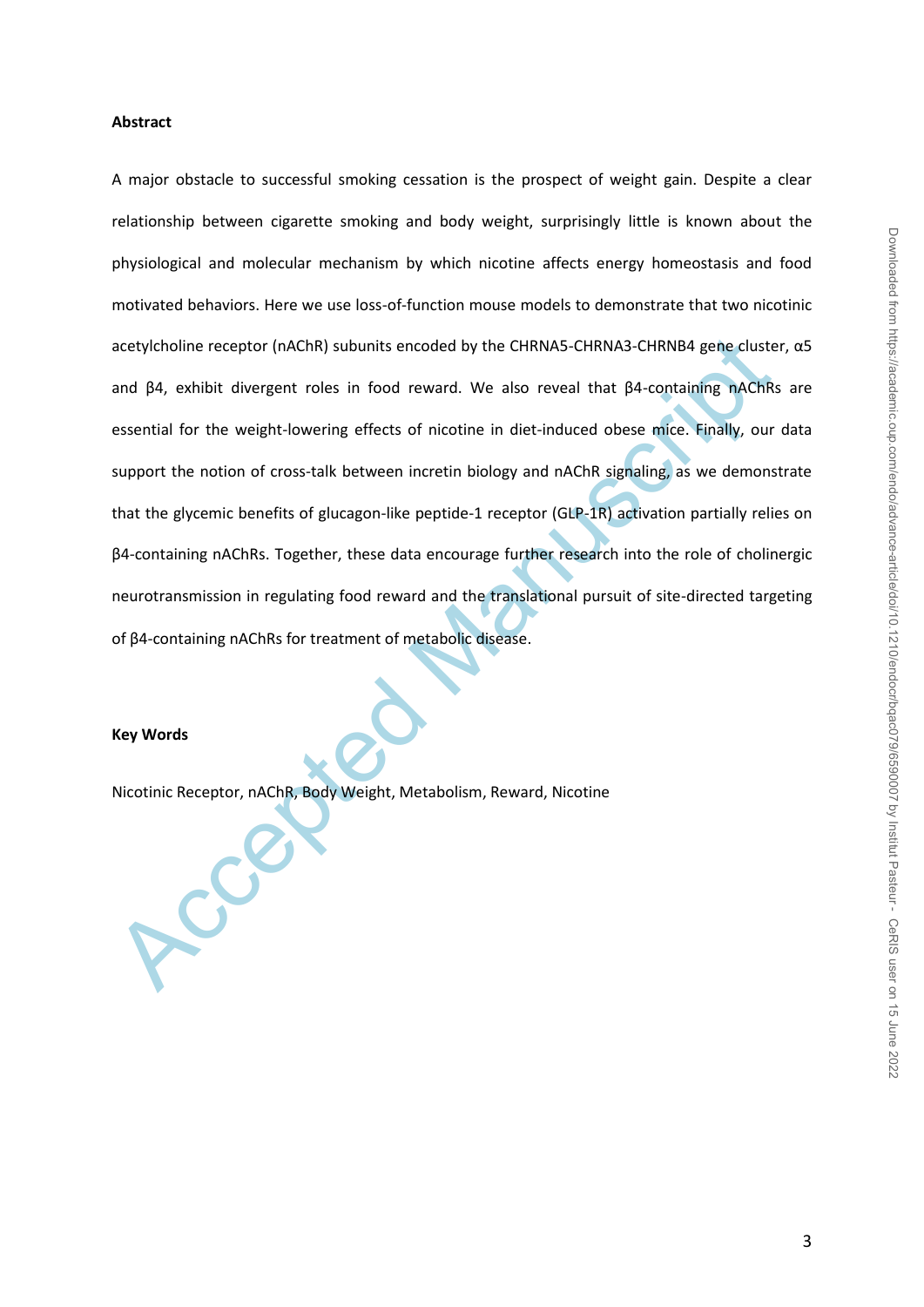**Abstract**

A major obstacle to successful smoking cessation is the prospect of weight gain. Despite a clear relationship between cigarette smoking and body weight, surprisingly little is known about the physiological and molecular mechanism by which nicotine affects energy homeostasis and food motivated behaviors. Here we use loss-of-function mouse models to demonstrate that two nicotinic acetylcholine receptor (nAChR) subunits encoded by the CHRNA5-CHRNA3-CHRNB4 gene cluster, α5 and β4, exhibit divergent roles in food reward. We also reveal that β4-containing nAChRs are essential for the weight-lowering effects of nicotine in diet-induced obese mice. Finally, our data support the notion of cross-talk between incretin biology and nAChR signaling, as we demonstrate that the glycemic benefits of glucagon-like peptide-1 receptor (GLP-1R) activation partially relies on β4-containing nAChRs. Together, these data encourage further research into the role of cholinergic neurotransmission in regulating food reward and the translational pursuit of site-directed targeting of β4-containing nAChRs for treatment of metabolic disease.

**Key Words**

Nicotinic Receptor, nAChR, Body Weight, Metabolism, Reward, Nicotine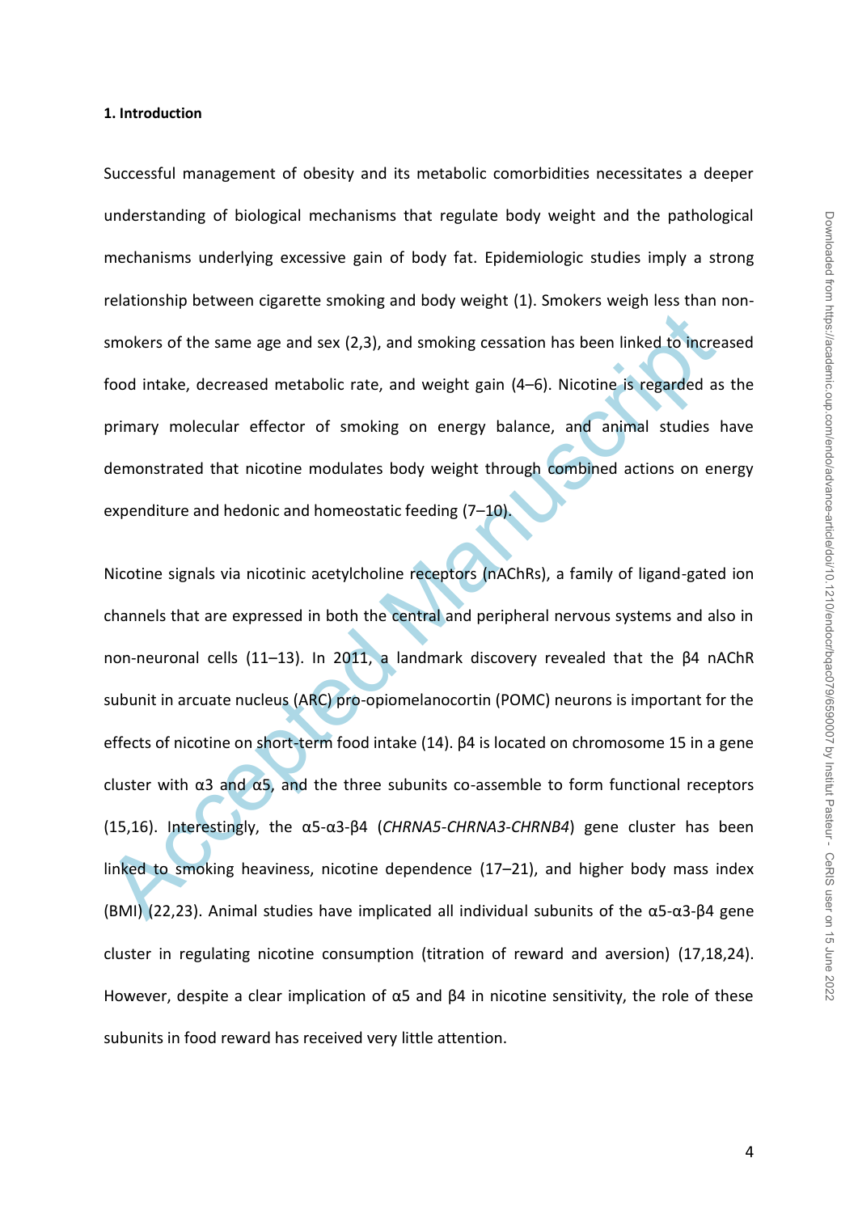**1. Introduction**

Successful management of obesity and its metabolic comorbidities necessitates a deeper understanding of biological mechanisms that regulate body weight and the pathological mechanisms underlying excessive gain of body fat. Epidemiologic studies imply a strong relationship between cigarette smoking and body weight (1). Smokers weigh less than non-smokers of the same age and sex (2,3), and smoking cessation has been linked to increased food intake, decreased metabolic rate, and weight gain (4–6). Nicotine is regarded as the primary molecular effector of smoking on energy balance, and animal studies have demonstrated that nicotine modulates body weight through combined actions on energy expenditure and hedonic and homeostatic feeding (7–10).

Nicotine signals via nicotinic acetylcholine receptors (nAChRs), a family of ligand-gated ion channels that are expressed in both the central and peripheral nervous systems and also in non-neuronal cells (11–13). In 2011, a landmark discovery revealed that the β4 nAChR subunit in arcuate nucleus (ARC) pro-opiomelanocortin (POMC) neurons is important for the effects of nicotine on short-term food intake (14). β4 is located on chromosome 15 in a gene cluster with α3 and α5, and the three subunits co-assemble to form functional receptors (15,16). Interestingly, the α5-α3-β4 (*CHRNA5-CHRNA3-CHRNB4*) gene cluster has been linked to smoking heaviness, nicotine dependence (17–21), and higher body mass index (BMI) (22,23). Animal studies have implicated all individual subunits of the α5-α3-β4 gene cluster in regulating nicotine consumption (titration of reward and aversion) (17,18,24). However, despite a clear implication of α5 and β4 in nicotine sensitivity, the role of these subunits in food reward has received very little attention.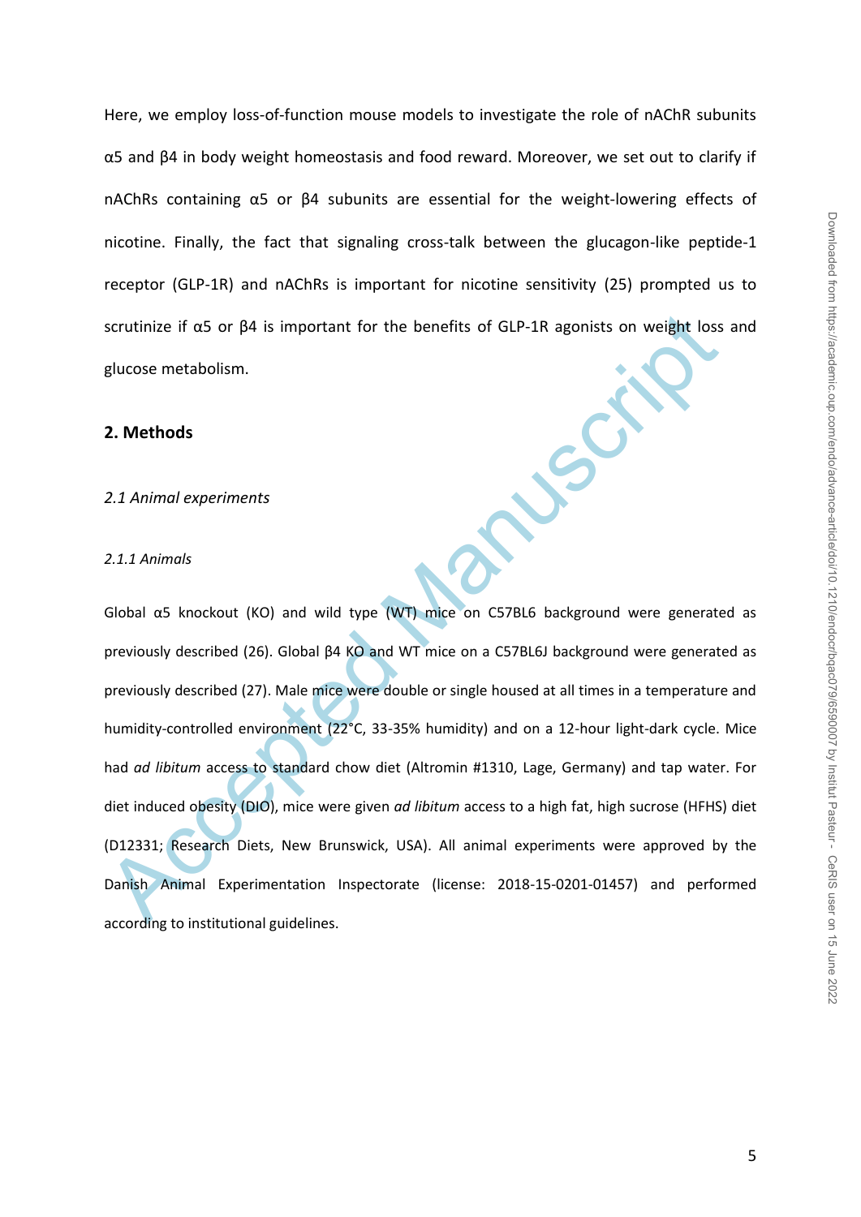Here, we employ loss-of-function mouse models to investigate the role of nAChR subunits α5 and β4 in body weight homeostasis and food reward. Moreover, we set out to clarify if nAChRs containing α5 or β4 subunits are essential for the weight-lowering effects of nicotine. Finally, the fact that signaling cross-talk between the glucagon-like peptide-1 receptor (GLP-1R) and nAChRs is important for nicotine sensitivity (25) prompted us to scrutinize if α5 or β4 is important for the benefits of GLP-1R agonists on weight loss and glucose metabolism.

## 2. Methods

### *2.1 Animal experiments*

#### *2.1.1 Animals*

Global α5 knockout (KO) and wild type (WT) mice on C57BL6 background were generated as previously described (26). Global β4 KO and WT mice on a C57BL6J background were generated as previously described (27). Male mice were double or single housed at all times in a temperature and humidity-controlled environment (22°C, 33-35% humidity) and on a 12-hour light-dark cycle. Mice had *ad libitum* access to standard chow diet (Altromin #1310, Lage, Germany) and tap water. For diet induced obesity (DIO), mice were given *ad libitum* access to a high fat, high sucrose (HFHS) diet (D12331; Research Diets, New Brunswick, USA). All animal experiments were approved by the Danish Animal Experimentation Inspectorate (license: 2018-15-0201-01457) and performed according to institutional guidelines.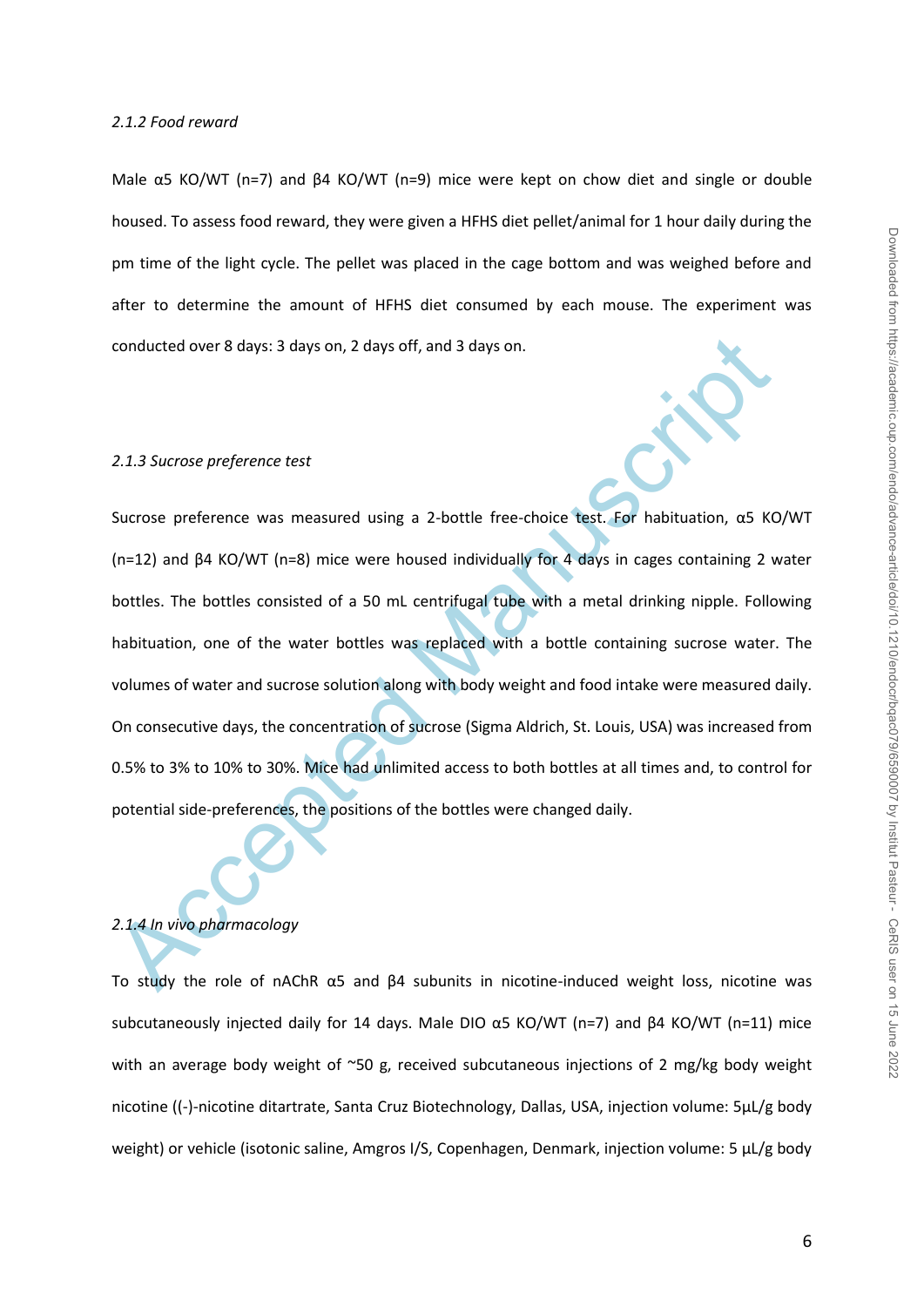*2.1.2 Food reward*

Male α5 KO/WT (n=7) and β4 KO/WT (n=9) mice were kept on chow diet and single or double housed. To assess food reward, they were given a HFHS diet pellet/animal for 1 hour daily during the pm time of the light cycle. The pellet was placed in the cage bottom and was weighed before and after to determine the amount of HFHS diet consumed by each mouse. The experiment was conducted over 8 days: 3 days on, 2 days off, and 3 days on.

*2.1.3 Sucrose preference test*

Sucrose preference was measured using a 2-bottle free-choice test. For habituation, α5 KO/WT (n=12) and β4 KO/WT (n=8) mice were housed individually for 4 days in cages containing 2 water bottles. The bottles consisted of a 50 mL centrifugal tube with a metal drinking nipple. Following habituation, one of the water bottles was replaced with a bottle containing sucrose water. The volumes of water and sucrose solution along with body weight and food intake were measured daily. On consecutive days, the concentration of sucrose (Sigma Aldrich, St. Louis, USA) was increased from 0.5% to 3% to 10% to 30%. Mice had unlimited access to both bottles at all times and, to control for potential side-preferences, the positions of the bottles were changed daily.

*2.1.4 In vivo pharmacology*

To study the role of nAChR α5 and β4 subunits in nicotine-induced weight loss, nicotine was subcutaneously injected daily for 14 days. Male DIO α5 KO/WT (n=7) and β4 KO/WT (n=11) mice with an average body weight of ~50 g, received subcutaneous injections of 2 mg/kg body weight nicotine ((-)-nicotine ditartrate, Santa Cruz Biotechnology, Dallas, USA, injection volume: 5µL/g body weight) or vehicle (isotonic saline, Amgros I/S, Copenhagen, Denmark, injection volume: 5 µL/g body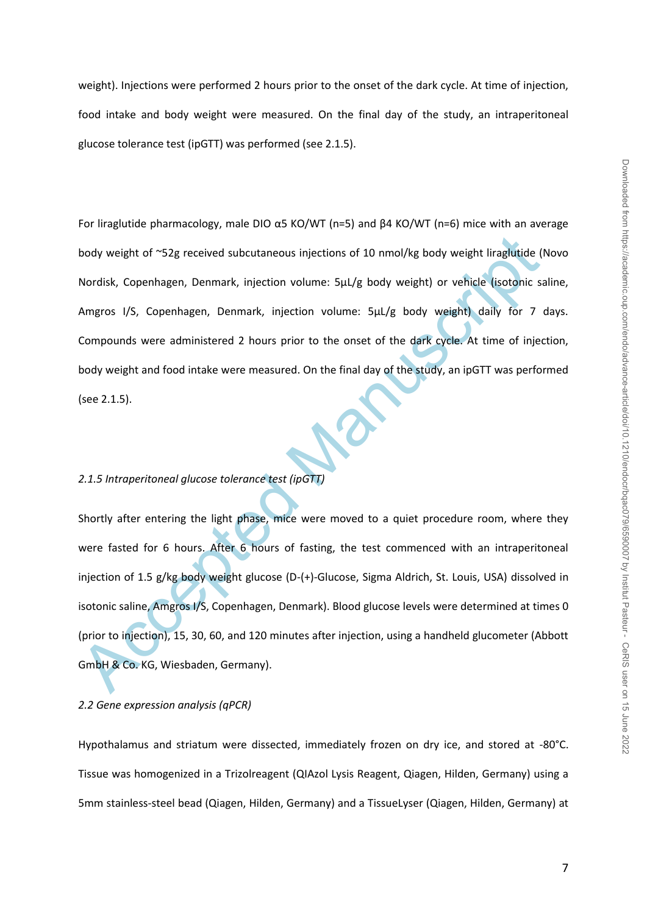weight). Injections were performed 2 hours prior to the onset of the dark cycle. At time of injection, food intake and body weight were measured. On the final day of the study, an intraperitoneal glucose tolerance test (ipGTT) was performed (see 2.1.5).

For liraglutide pharmacology, male DIO α5 KO/WT (n=5) and β4 KO/WT (n=6) mice with an average body weight of ~52g received subcutaneous injections of 10 nmol/kg body weight liraglutide (Novo Nordisk, Copenhagen, Denmark, injection volume: 5μL/g body weight) or vehicle (isotonic saline, Amgros I/S, Copenhagen, Denmark, injection volume: 5μL/g body weight) daily for 7 days. Compounds were administered 2 hours prior to the onset of the dark cycle. At time of injection, body weight and food intake were measured. On the final day of the study, an ipGTT was performed (see 2.1.5).

*2.1.5 Intraperitoneal glucose tolerance test (ipGTT)*

Shortly after entering the light phase, mice were moved to a quiet procedure room, where they were fasted for 6 hours. After 6 hours of fasting, the test commenced with an intraperitoneal injection of 1.5 g/kg body weight glucose (D-(+)-Glucose, Sigma Aldrich, St. Louis, USA) dissolved in isotonic saline, Amgros I/S, Copenhagen, Denmark). Blood glucose levels were determined at times 0 (prior to injection), 15, 30, 60, and 120 minutes after injection, using a handheld glucometer (Abbott GmbH & Co. KG, Wiesbaden, Germany).

*2.2 Gene expression analysis (qPCR)*

Hypothalamus and striatum were dissected, immediately frozen on dry ice, and stored at -80°C. Tissue was homogenized in a Trizolreagent (QIAzol Lysis Reagent, Qiagen, Hilden, Germany) using a 5mm stainless-steel bead (Qiagen, Hilden, Germany) and a TissueLyser (Qiagen, Hilden, Germany) at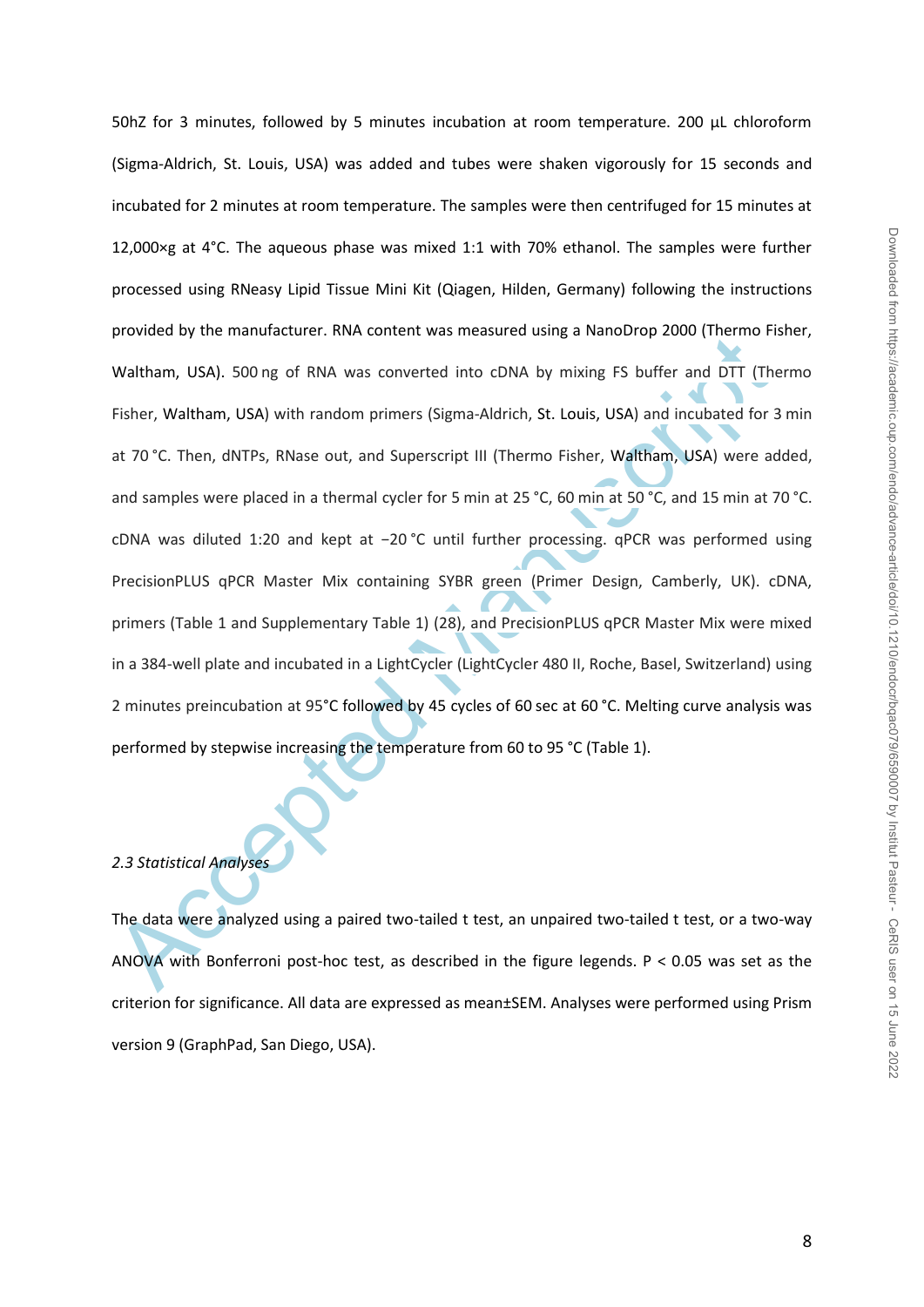50hZ for 3 minutes, followed by 5 minutes incubation at room temperature. 200 μL chloroform (Sigma-Aldrich, St. Louis, USA) was added and tubes were shaken vigorously for 15 seconds and incubated for 2 minutes at room temperature. The samples were then centrifuged for 15 minutes at 12,000×g at 4°C. The aqueous phase was mixed 1:1 with 70% ethanol. The samples were further processed using RNeasy Lipid Tissue Mini Kit (Qiagen, Hilden, Germany) following the instructions provided by the manufacturer. RNA content was measured using a NanoDrop 2000 (Thermo Fisher, Waltham, USA). 500 ng of RNA was converted into cDNA by mixing FS buffer and DTT (Thermo Fisher, Waltham, USA) with random primers (Sigma-Aldrich, St. Louis, USA) and incubated for 3 min at 70 °C. Then, dNTPs, RNase out, and Superscript III (Thermo Fisher, Waltham, USA) were added, and samples were placed in a thermal cycler for 5 min at 25 °C, 60 min at 50 °C, and 15 min at 70 °C. cDNA was diluted 1:20 and kept at −20 °C until further processing. qPCR was performed using PrecisionPLUS qPCR Master Mix containing SYBR green (Primer Design, Camberly, UK). cDNA, primers (Table 1 and Supplementary Table 1) (28), and PrecisionPLUS qPCR Master Mix were mixed in a 384-well plate and incubated in a LightCycler (LightCycler 480 II, Roche, Basel, Switzerland) using 2 minutes preincubation at 95°C followed by 45 cycles of 60 sec at 60 °C. Melting curve analysis was performed by stepwise increasing the temperature from 60 to 95 °C (Table 1).

### *2.3 Statistical Analyses*

The data were analyzed using a paired two-tailed t test, an unpaired two-tailed t test, or a two-way ANOVA with Bonferroni post-hoc test, as described in the figure legends. $P < 0.05$ was set as the criterion for significance. All data are expressed as mean±SEM. Analyses were performed using Prism version 9 (GraphPad, San Diego, USA).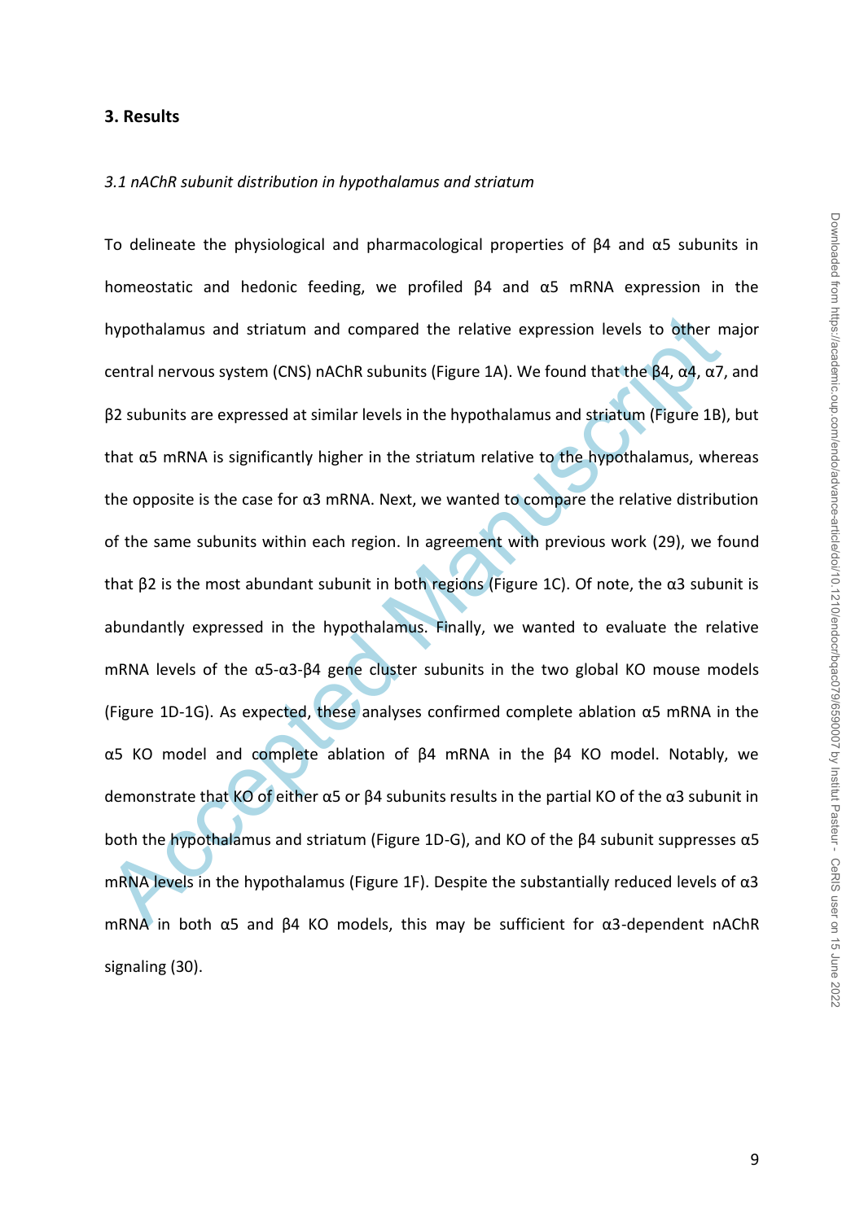## 3. Results

### *3.1 nAChR subunit distribution in hypothalamus and striatum*

To delineate the physiological and pharmacological properties of β4 and α5 subunits in homeostatic and hedonic feeding, we profiled β4 and α5 mRNA expression in the hypothalamus and striatum and compared the relative expression levels to other major central nervous system (CNS) nAChR subunits (Figure 1A). We found that the β4, α4, α7, and β2 subunits are expressed at similar levels in the hypothalamus and striatum (Figure 1B), but that α5 mRNA is significantly higher in the striatum relative to the hypothalamus, whereas the opposite is the case for α3 mRNA. Next, we wanted to compare the relative distribution of the same subunits within each region. In agreement with previous work (29), we found that β2 is the most abundant subunit in both regions (Figure 1C). Of note, the α3 subunit is abundantly expressed in the hypothalamus. Finally, we wanted to evaluate the relative mRNA levels of the α5-α3-β4 gene cluster subunits in the two global KO mouse models (Figure 1D-1G). As expected, these analyses confirmed complete ablation α5 mRNA in the α5 KO model and complete ablation of β4 mRNA in the β4 KO model. Notably, we demonstrate that KO of either α5 or β4 subunits results in the partial KO of the α3 subunit in both the hypothalamus and striatum (Figure 1D-G), and KO of the β4 subunit suppresses α5 mRNA levels in the hypothalamus (Figure 1F). Despite the substantially reduced levels of α3 mRNA in both α5 and β4 KO models, this may be sufficient for α3-dependent nAChR signaling (30).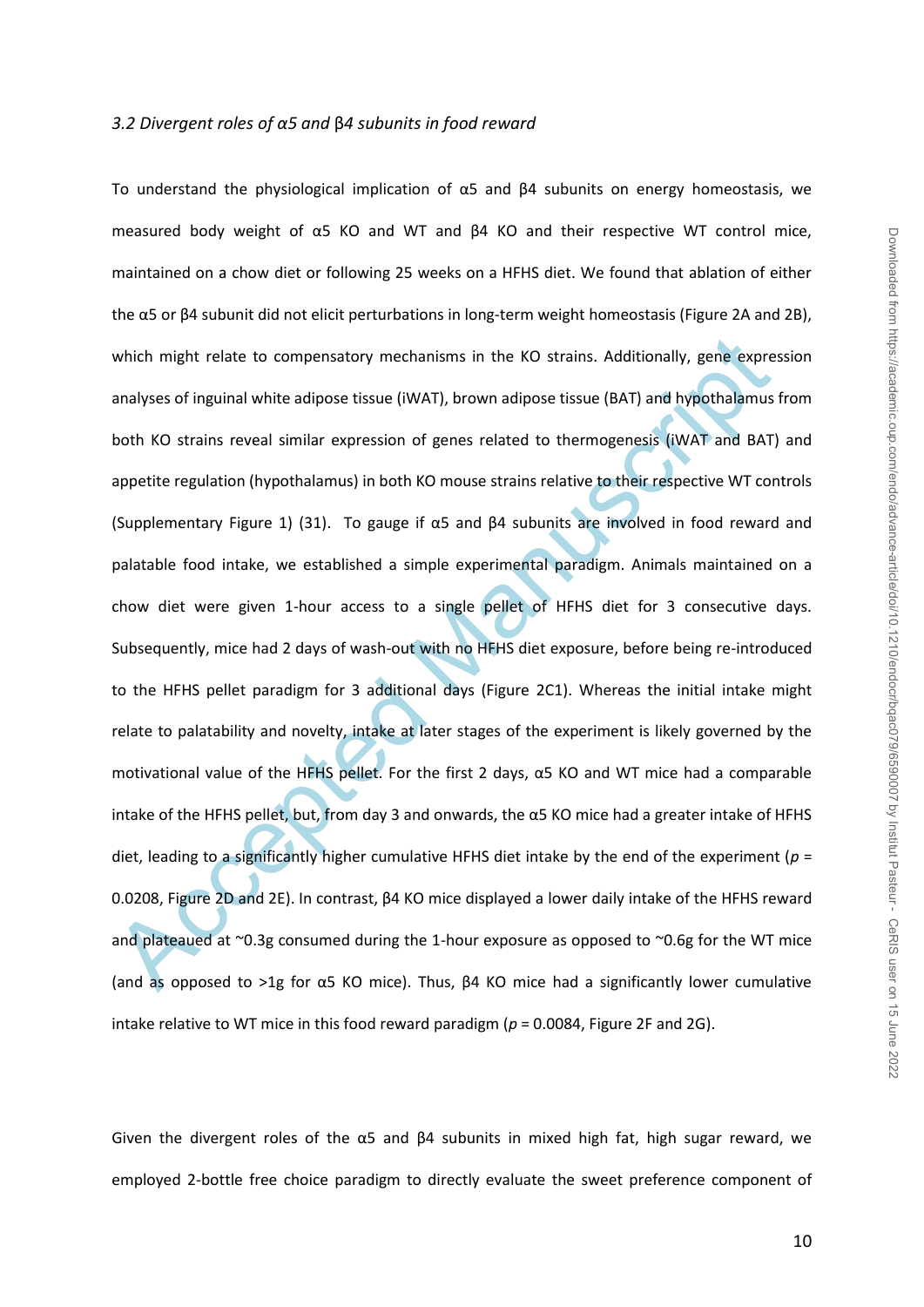*3.2 Divergent roles of α5 and β4 subunits in food reward*

To understand the physiological implication of α5 and β4 subunits on energy homeostasis, we measured body weight of α5 KO and WT and β4 KO and their respective WT control mice, maintained on a chow diet or following 25 weeks on a HFHS diet. We found that ablation of either the α5 or β4 subunit did not elicit perturbations in long-term weight homeostasis (Figure 2A and 2B), which might relate to compensatory mechanisms in the KO strains. Additionally, gene expression analyses of inguinal white adipose tissue (iWAT), brown adipose tissue (BAT) and hypothalamus from both KO strains reveal similar expression of genes related to thermogenesis (iWAT and BAT) and appetite regulation (hypothalamus) in both KO mouse strains relative to their respective WT controls (Supplementary Figure 1) (31). To gauge if α5 and β4 subunits are involved in food reward and palatable food intake, we established a simple experimental paradigm. Animals maintained on a chow diet were given 1-hour access to a single pellet of HFHS diet for 3 consecutive days. Subsequently, mice had 2 days of wash-out with no HFHS diet exposure, before being re-introduced to the HFHS pellet paradigm for 3 additional days (Figure 2C1). Whereas the initial intake might relate to palatability and novelty, intake at later stages of the experiment is likely governed by the motivational value of the HFHS pellet. For the first 2 days, α5 KO and WT mice had a comparable intake of the HFHS pellet, but, from day 3 and onwards, the α5 KO mice had a greater intake of HFHS diet, leading to a significantly higher cumulative HFHS diet intake by the end of the experiment ($p$ = 0.0208, Figure 2D and 2E). In contrast, β4 KO mice displayed a lower daily intake of the HFHS reward and plateaued at ~0.3g consumed during the 1-hour exposure as opposed to ~0.6g for the WT mice (and as opposed to >1g for α5 KO mice). Thus, β4 KO mice had a significantly lower cumulative intake relative to WT mice in this food reward paradigm ($p$ = 0.0084, Figure 2F and 2G).

Given the divergent roles of the α5 and β4 subunits in mixed high fat, high sugar reward, we employed 2-bottle free choice paradigm to directly evaluate the sweet preference component of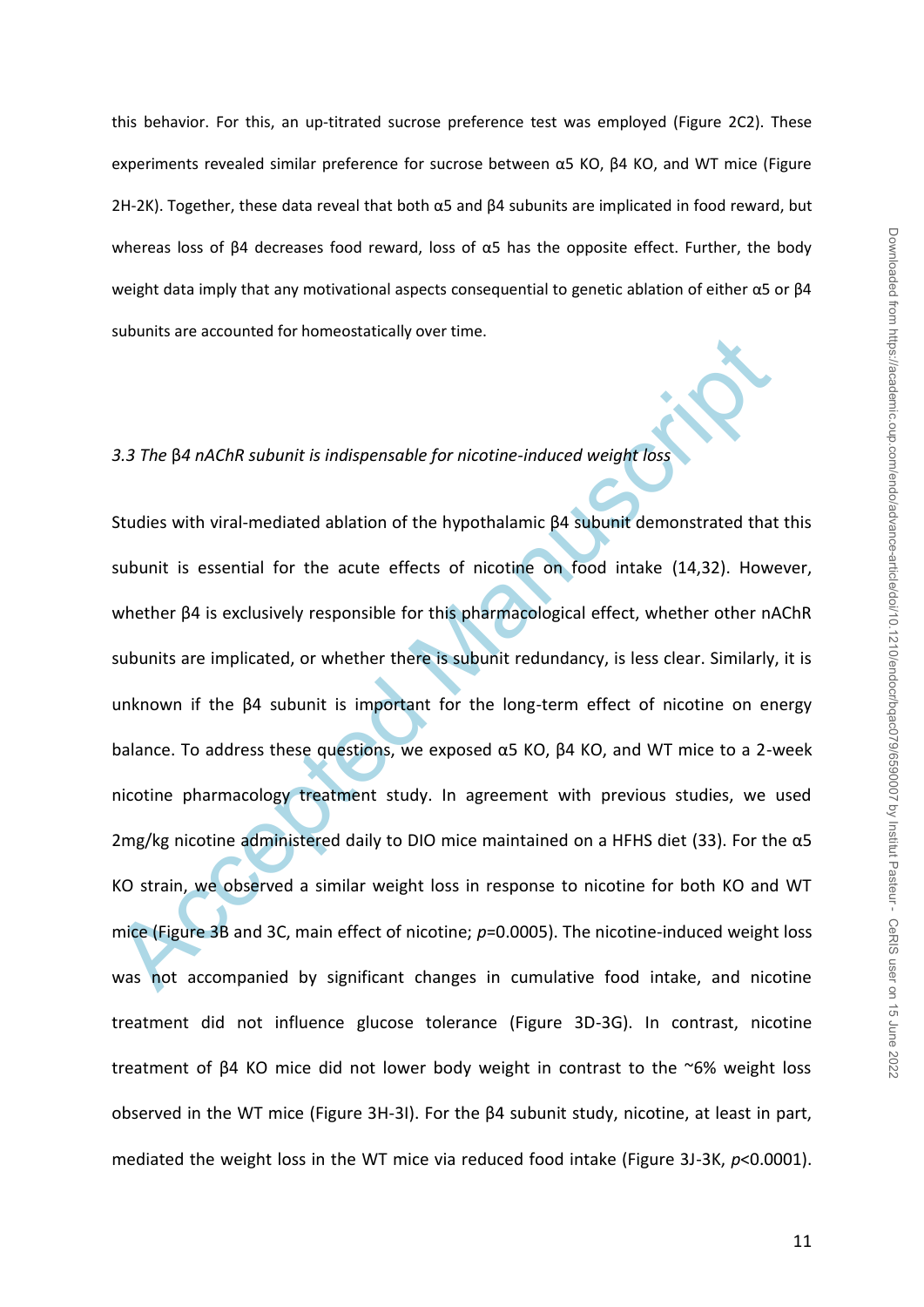this behavior. For this, an up-titrated sucrose preference test was employed (Figure 2C2). These experiments revealed similar preference for sucrose between α5 KO, β4 KO, and WT mice (Figure 2H-2K). Together, these data reveal that both α5 and β4 subunits are implicated in food reward, but whereas loss of β4 decreases food reward, loss of α5 has the opposite effect. Further, the body weight data imply that any motivational aspects consequential to genetic ablation of either α5 or β4 subunits are accounted for homeostatically over time.

### *3.3 The β4 nAChR subunit is indispensable for nicotine-induced weight loss*

Studies with viral-mediated ablation of the hypothalamic β4 subunit demonstrated that this subunit is essential for the acute effects of nicotine on food intake (14,32). However, whether β4 is exclusively responsible for this pharmacological effect, whether other nAChR subunits are implicated, or whether there is subunit redundancy, is less clear. Similarly, it is unknown if the β4 subunit is important for the long-term effect of nicotine on energy balance. To address these questions, we exposed α5 KO, β4 KO, and WT mice to a 2-week nicotine pharmacology treatment study. In agreement with previous studies, we used 2mg/kg nicotine administered daily to DIO mice maintained on a HFHS diet (33). For the α5 KO strain, we observed a similar weight loss in response to nicotine for both KO and WT mice (Figure 3B and 3C, main effect of nicotine; $p$=0.0005). The nicotine-induced weight loss was not accompanied by significant changes in cumulative food intake, and nicotine treatment did not influence glucose tolerance (Figure 3D-3G). In contrast, nicotine treatment of β4 KO mice did not lower body weight in contrast to the ~6% weight loss observed in the WT mice (Figure 3H-3I). For the β4 subunit study, nicotine, at least in part, mediated the weight loss in the WT mice via reduced food intake (Figure 3J-3K, $p$<0.0001).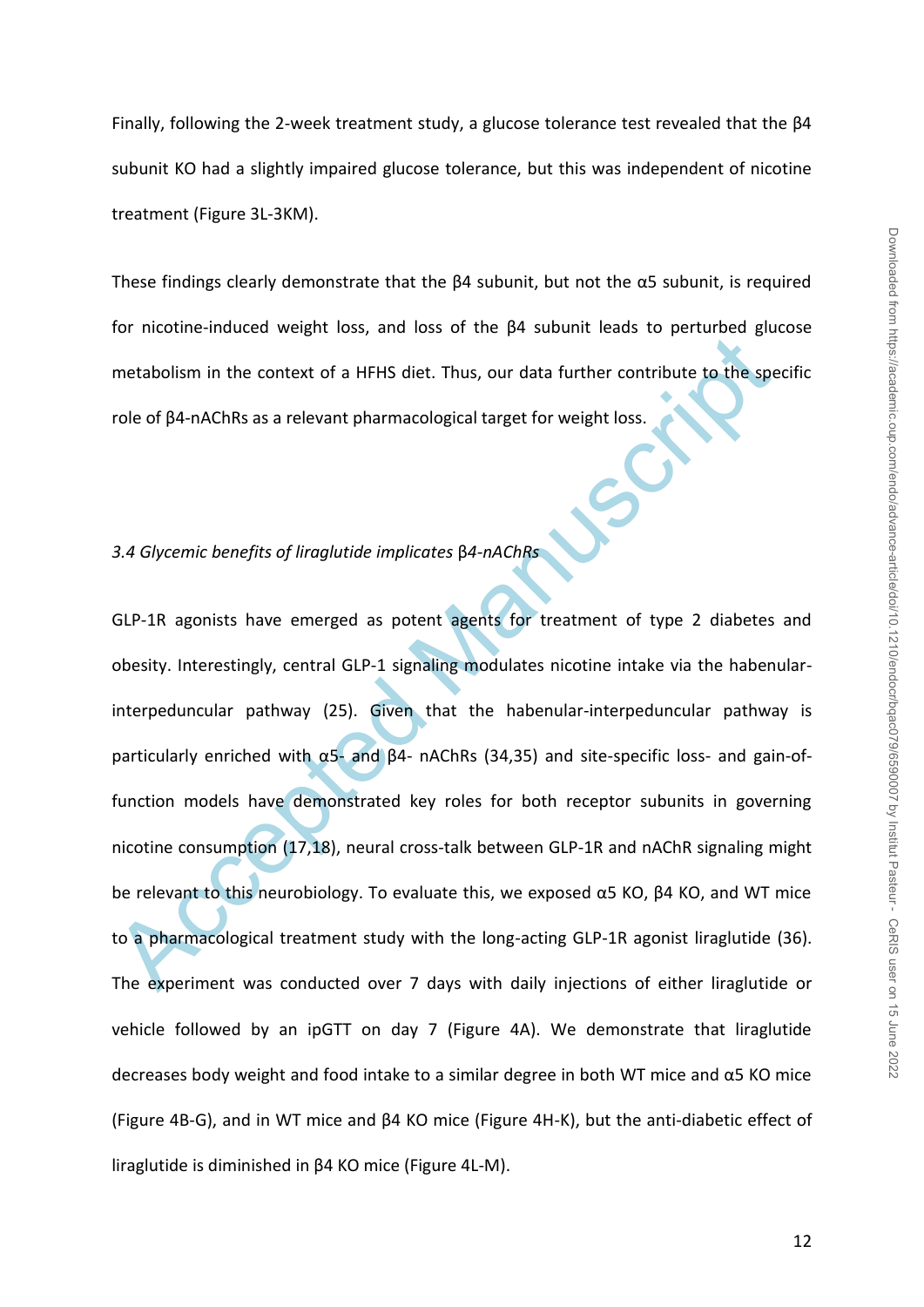Finally, following the 2-week treatment study, a glucose tolerance test revealed that the β4 subunit KO had a slightly impaired glucose tolerance, but this was independent of nicotine treatment (Figure 3L-3KM).

These findings clearly demonstrate that the β4 subunit, but not the α5 subunit, is required for nicotine-induced weight loss, and loss of the β4 subunit leads to perturbed glucose metabolism in the context of a HFHS diet. Thus, our data further contribute to the specific role of β4-nAChRs as a relevant pharmacological target for weight loss.

### *3.4 Glycemic benefits of liraglutide implicates β4-nAChRs*

GLP-1R agonists have emerged as potent agents for treatment of type 2 diabetes and obesity. Interestingly, central GLP-1 signaling modulates nicotine intake via the habenular-interpeduncular pathway (25). Given that the habenular-interpeduncular pathway is particularly enriched with α5- and β4- nAChRs (34,35) and site-specific loss- and gain-of-function models have demonstrated key roles for both receptor subunits in governing nicotine consumption (17,18), neural cross-talk between GLP-1R and nAChR signaling might be relevant to this neurobiology. To evaluate this, we exposed α5 KO, β4 KO, and WT mice to a pharmacological treatment study with the long-acting GLP-1R agonist liraglutide (36). The experiment was conducted over 7 days with daily injections of either liraglutide or vehicle followed by an ipGTT on day 7 (Figure 4A). We demonstrate that liraglutide decreases body weight and food intake to a similar degree in both WT mice and α5 KO mice (Figure 4B-G), and in WT mice and β4 KO mice (Figure 4H-K), but the anti-diabetic effect of liraglutide is diminished in β4 KO mice (Figure 4L-M).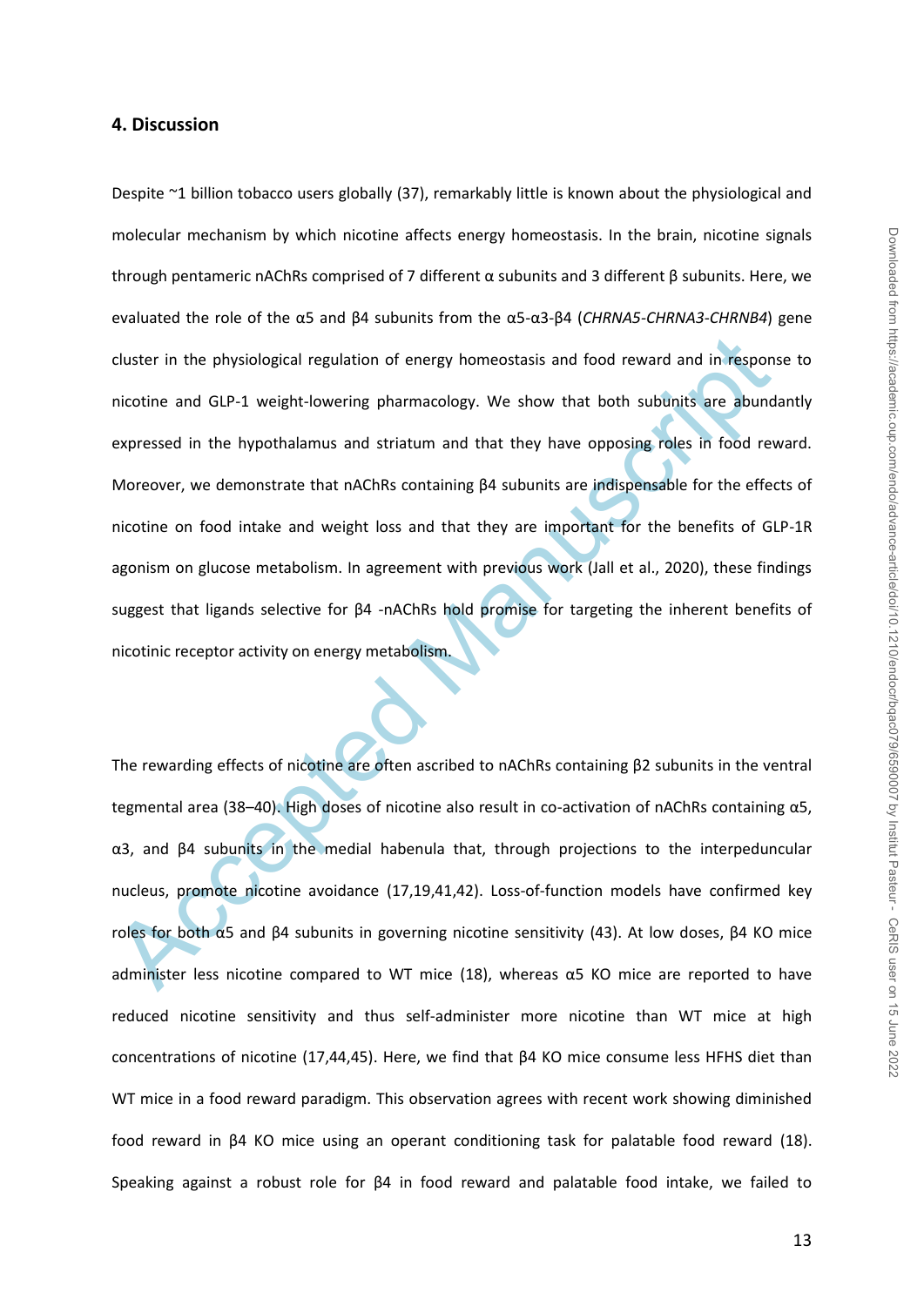## 4. Discussion

Despite ~1 billion tobacco users globally (37), remarkably little is known about the physiological and molecular mechanism by which nicotine affects energy homeostasis. In the brain, nicotine signals through pentameric nAChRs comprised of 7 different α subunits and 3 different β subunits. Here, we evaluated the role of the α5 and β4 subunits from the α5-α3-β4 (*CHRNA5-CHRNA3-CHRNB4*) gene cluster in the physiological regulation of energy homeostasis and food reward and in response to nicotine and GLP-1 weight-lowering pharmacology. We show that both subunits are abundantly expressed in the hypothalamus and striatum and that they have opposing roles in food reward. Moreover, we demonstrate that nAChRs containing β4 subunits are indispensable for the effects of nicotine on food intake and weight loss and that they are important for the benefits of GLP-1R agonism on glucose metabolism. In agreement with previous work (Jall et al., 2020), these findings suggest that ligands selective for β4 -nAChRs hold promise for targeting the inherent benefits of nicotinic receptor activity on energy metabolism.

The rewarding effects of nicotine are often ascribed to nAChRs containing β2 subunits in the ventral tegmental area (38–40). High doses of nicotine also result in co-activation of nAChRs containing α5, α3, and β4 subunits in the medial habenula that, through projections to the interpeduncular nucleus, promote nicotine avoidance (17,19,41,42). Loss-of-function models have confirmed key roles for both α5 and β4 subunits in governing nicotine sensitivity (43). At low doses, β4 KO mice administer less nicotine compared to WT mice (18), whereas α5 KO mice are reported to have reduced nicotine sensitivity and thus self-administer more nicotine than WT mice at high concentrations of nicotine (17,44,45). Here, we find that β4 KO mice consume less HFHS diet than WT mice in a food reward paradigm. This observation agrees with recent work showing diminished food reward in β4 KO mice using an operant conditioning task for palatable food reward (18). Speaking against a robust role for β4 in food reward and palatable food intake, we failed to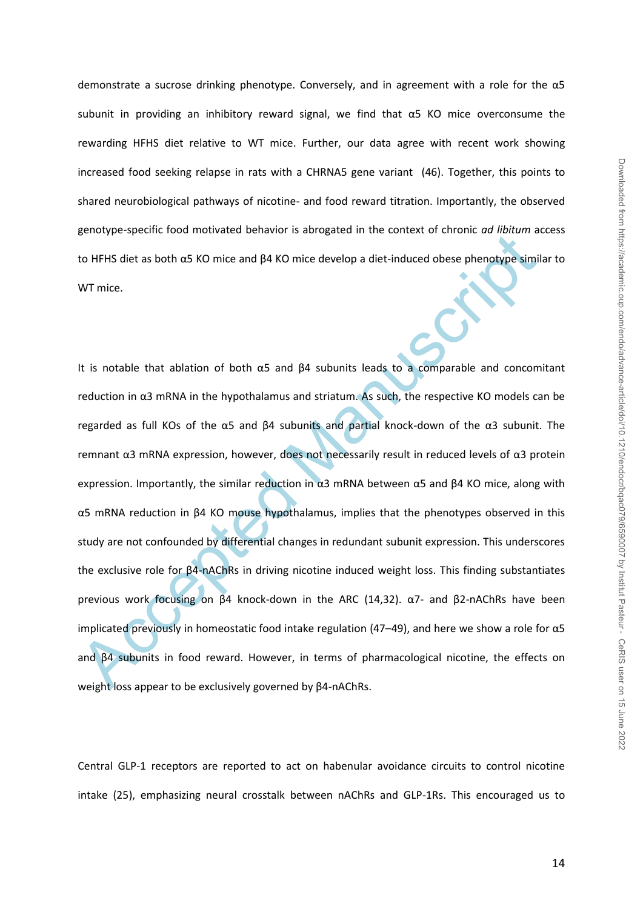demonstrate a sucrose drinking phenotype. Conversely, and in agreement with a role for the α5 subunit in providing an inhibitory reward signal, we find that α5 KO mice overconsume the rewarding HFHS diet relative to WT mice. Further, our data agree with recent work showing increased food seeking relapse in rats with a CHRNA5 gene variant (46). Together, this points to shared neurobiological pathways of nicotine- and food reward titration. Importantly, the observed genotype-specific food motivated behavior is abrogated in the context of chronic *ad libitum* access to HFHS diet as both α5 KO mice and β4 KO mice develop a diet-induced obese phenotype similar to WT mice.

It is notable that ablation of both α5 and β4 subunits leads to a comparable and concomitant reduction in α3 mRNA in the hypothalamus and striatum. As such, the respective KO models can be regarded as full KOs of the α5 and β4 subunits and partial knock-down of the α3 subunit. The remnant α3 mRNA expression, however, does not necessarily result in reduced levels of α3 protein expression. Importantly, the similar reduction in α3 mRNA between α5 and β4 KO mice, along with α5 mRNA reduction in β4 KO mouse hypothalamus, implies that the phenotypes observed in this study are not confounded by differential changes in redundant subunit expression. This underscores the exclusive role for β4-nAChRs in driving nicotine induced weight loss. This finding substantiates previous work focusing on β4 knock-down in the ARC (14,32). α7- and β2-nAChRs have been implicated previously in homeostatic food intake regulation (47–49), and here we show a role for α5 and β4 subunits in food reward. However, in terms of pharmacological nicotine, the effects on weight loss appear to be exclusively governed by β4-nAChRs.

Central GLP-1 receptors are reported to act on habenular avoidance circuits to control nicotine intake (25), emphasizing neural crosstalk between nAChRs and GLP-1Rs. This encouraged us to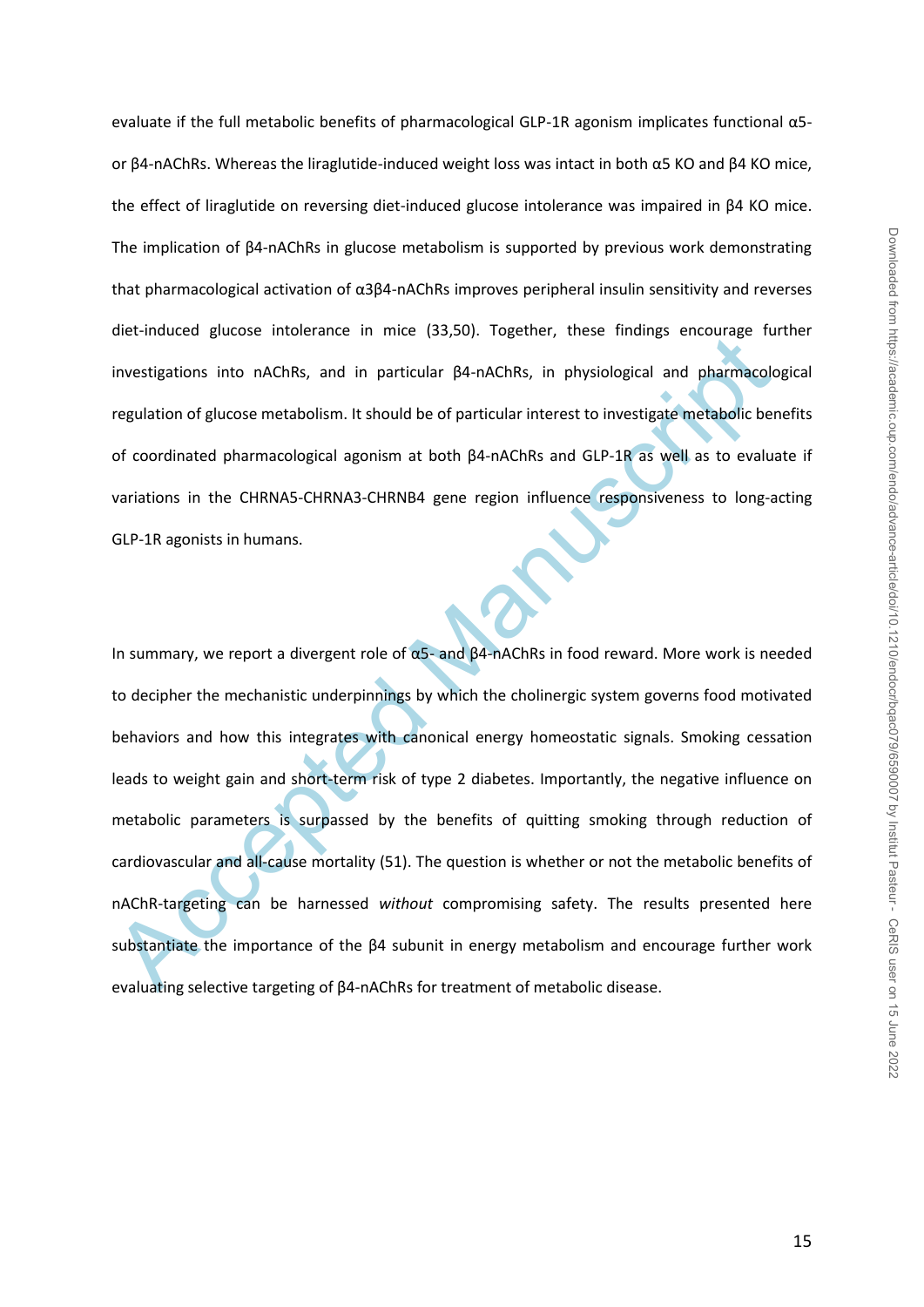evaluate if the full metabolic benefits of pharmacological GLP-1R agonism implicates functional α5- or β4-nAChRs. Whereas the liraglutide-induced weight loss was intact in both α5 KO and β4 KO mice, the effect of liraglutide on reversing diet-induced glucose intolerance was impaired in β4 KO mice. The implication of β4-nAChRs in glucose metabolism is supported by previous work demonstrating that pharmacological activation of α3β4-nAChRs improves peripheral insulin sensitivity and reverses diet-induced glucose intolerance in mice (33,50). Together, these findings encourage further investigations into nAChRs, and in particular β4-nAChRs, in physiological and pharmacological regulation of glucose metabolism. It should be of particular interest to investigate metabolic benefits of coordinated pharmacological agonism at both β4-nAChRs and GLP-1R as well as to evaluate if variations in the CHRNA5-CHRNA3-CHRNB4 gene region influence responsiveness to long-acting GLP-1R agonists in humans.

In summary, we report a divergent role of α5- and β4-nAChRs in food reward. More work is needed to decipher the mechanistic underpinnings by which the cholinergic system governs food motivated behaviors and how this integrates with canonical energy homeostatic signals. Smoking cessation leads to weight gain and short-term risk of type 2 diabetes. Importantly, the negative influence on metabolic parameters is surpassed by the benefits of quitting smoking through reduction of cardiovascular and all-cause mortality (51). The question is whether or not the metabolic benefits of nAChR-targeting can be harnessed *without* compromising safety. The results presented here substantiate the importance of the β4 subunit in energy metabolism and encourage further work evaluating selective targeting of β4-nAChRs for treatment of metabolic disease.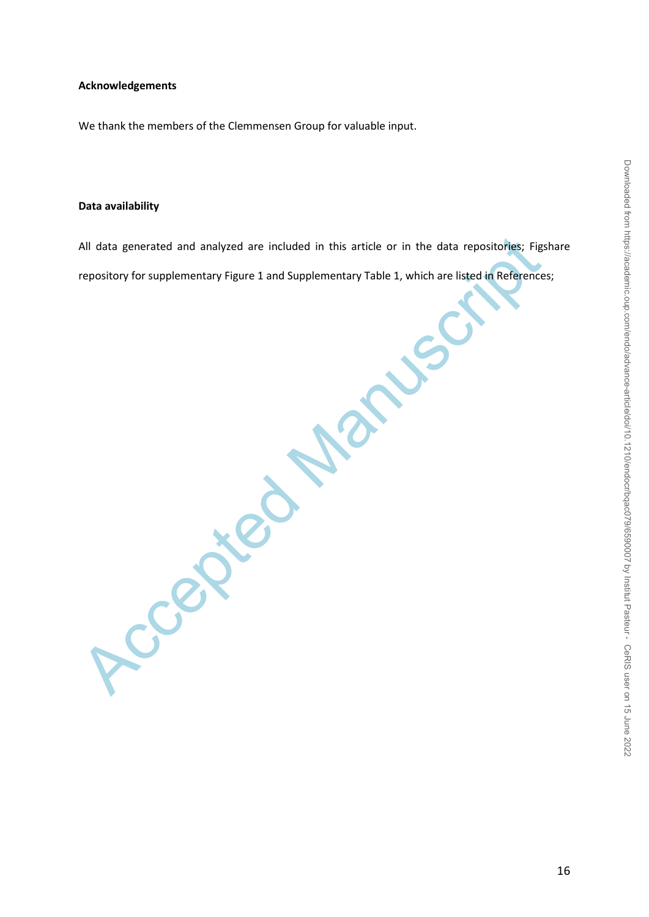**Acknowledgements**

We thank the members of the Clemmensen Group for valuable input.

**Data availability**

All data generated and analyzed are included in this article or in the data repositories; Figshare repository for supplementary Figure 1 and Supplementary Table 1, which are listed in References;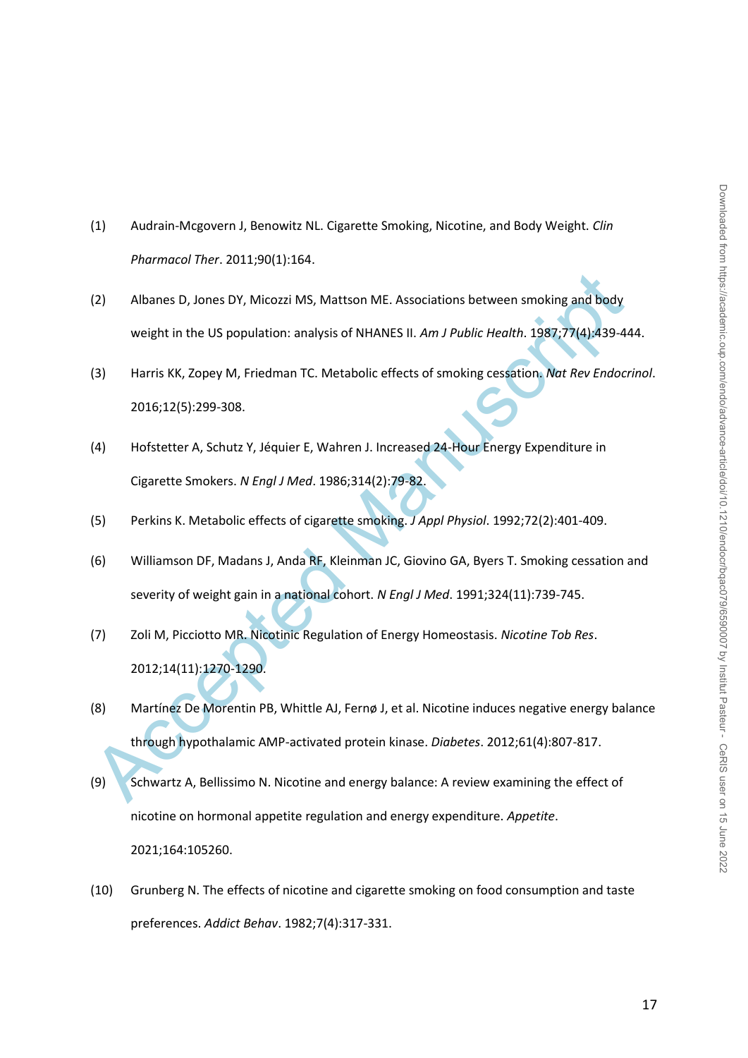(1) Audrain-Mcgovern J, Benowitz NL. Cigarette Smoking, Nicotine, and Body Weight. *Clin Pharmacol Ther*. 2011;90(1):164.

(2) Albanes D, Jones DY, Micozzi MS, Mattson ME. Associations between smoking and body weight in the US population: analysis of NHANES II. *Am J Public Health*. 1987;77(4):439-444.

(3) Harris KK, Zopey M, Friedman TC. Metabolic effects of smoking cessation. *Nat Rev Endocrinol*. 2016;12(5):299-308.

(4) Hofstetter A, Schutz Y, Jéquier E, Wahren J. Increased 24-Hour Energy Expenditure in Cigarette Smokers. *N Engl J Med*. 1986;314(2):79-82.

(5) Perkins K. Metabolic effects of cigarette smoking. *J Appl Physiol*. 1992;72(2):401-409.

(6) Williamson DF, Madans J, Anda RF, Kleinman JC, Giovino GA, Byers T. Smoking cessation and severity of weight gain in a national cohort. *N Engl J Med*. 1991;324(11):739-745.

(7) Zoli M, Picciotto MR. Nicotinic Regulation of Energy Homeostasis. *Nicotine Tob Res*. 2012;14(11):1270-1290.

(8) Martínez De Morentin PB, Whittle AJ, Fernø J, et al. Nicotine induces negative energy balance through hypothalamic AMP-activated protein kinase. *Diabetes*. 2012;61(4):807-817.

(9) Schwartz A, Bellissimo N. Nicotine and energy balance: A review examining the effect of nicotine on hormonal appetite regulation and energy expenditure. *Appetite*. 2021;164:105260.

(10) Grunberg N. The effects of nicotine and cigarette smoking on food consumption and taste preferences. *Addict Behav*. 1982;7(4):317-331.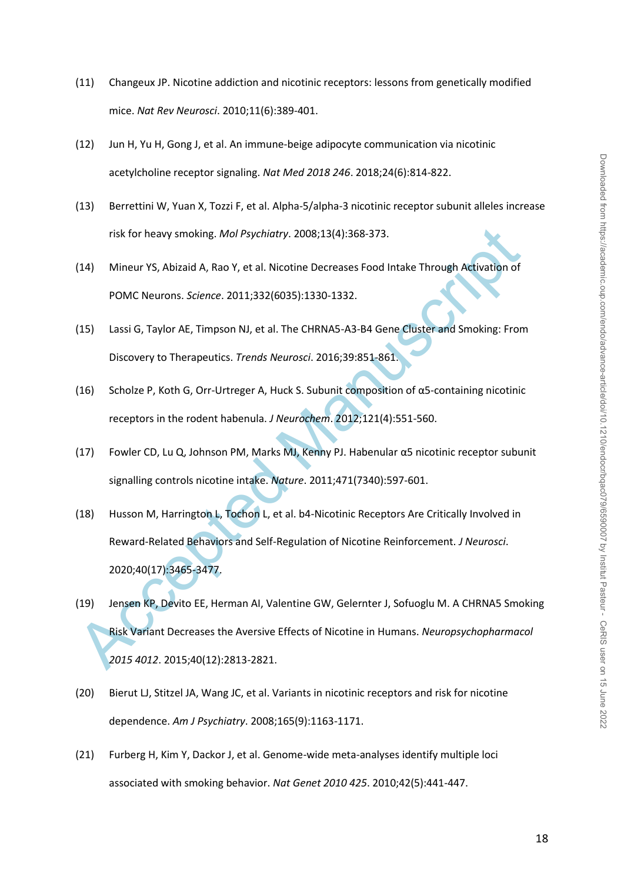(11) Changeux JP. Nicotine addiction and nicotinic receptors: lessons from genetically modified mice. *Nat Rev Neurosci*. 2010;11(6):389-401.

(12) Jun H, Yu H, Gong J, et al. An immune-beige adipocyte communication via nicotinic acetylcholine receptor signaling. *Nat Med 2018 246*. 2018;24(6):814-822.

(13) Berrettini W, Yuan X, Tozzi F, et al. Alpha-5/alpha-3 nicotinic receptor subunit alleles increase risk for heavy smoking. *Mol Psychiatry*. 2008;13(4):368-373.

(14) Mineur YS, Abizaid A, Rao Y, et al. Nicotine Decreases Food Intake Through Activation of POMC Neurons. *Science*. 2011;332(6035):1330-1332.

(15) Lassi G, Taylor AE, Timpson NJ, et al. The CHRNA5-A3-B4 Gene Cluster and Smoking: From Discovery to Therapeutics. *Trends Neurosci*. 2016;39:851-861.

(16) Scholze P, Koth G, Orr-Urtreger A, Huck S. Subunit composition of α5-containing nicotinic receptors in the rodent habenula. *J Neurochem*. 2012;121(4):551-560.

(17) Fowler CD, Lu Q, Johnson PM, Marks MJ, Kenny PJ. Habenular α5 nicotinic receptor subunit signalling controls nicotine intake. *Nature*. 2011;471(7340):597-601.

(18) Husson M, Harrington L, Tochon L, et al. b4-Nicotinic Receptors Are Critically Involved in Reward-Related Behaviors and Self-Regulation of Nicotine Reinforcement. *J Neurosci*. 2020;40(17):3465-3477.

(19) Jensen KP, Devito EE, Herman AI, Valentine GW, Gelernter J, Sofuoglu M. A CHRNA5 Smoking Risk Variant Decreases the Aversive Effects of Nicotine in Humans. *Neuropsychopharmacol 2015 4012*. 2015;40(12):2813-2821.

(20) Bierut LJ, Stitzel JA, Wang JC, et al. Variants in nicotinic receptors and risk for nicotine dependence. *Am J Psychiatry*. 2008;165(9):1163-1171.

(21) Furberg H, Kim Y, Dackor J, et al. Genome-wide meta-analyses identify multiple loci associated with smoking behavior. *Nat Genet 2010 425*. 2010;42(5):441-447.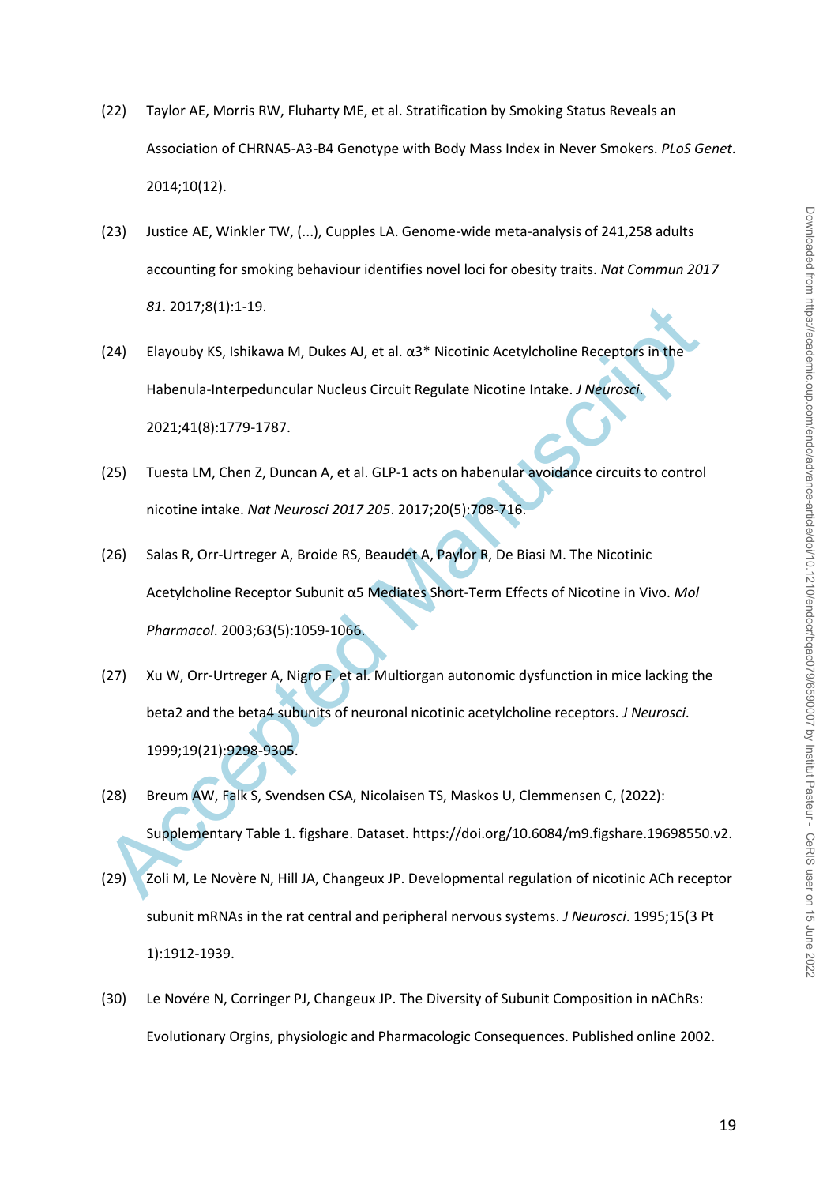(22) Taylor AE, Morris RW, Fluharty ME, et al. Stratification by Smoking Status Reveals an Association of CHRNA5-A3-B4 Genotype with Body Mass Index in Never Smokers. *PLoS Genet*. 2014;10(12).

(23) Justice AE, Winkler TW, (...), Cupples LA. Genome-wide meta-analysis of 241,258 adults accounting for smoking behaviour identifies novel loci for obesity traits. *Nat Commun 2017 81*. 2017;8(1):1-19.

(24) Elayouby KS, Ishikawa M, Dukes AJ, et al. α3* Nicotinic Acetylcholine Receptors in the Habenula-Interpeduncular Nucleus Circuit Regulate Nicotine Intake. *J Neurosci*. 2021;41(8):1779-1787.

(25) Tuesta LM, Chen Z, Duncan A, et al. GLP-1 acts on habenular avoidance circuits to control nicotine intake. *Nat Neurosci 2017 205*. 2017;20(5):708-716.

(26) Salas R, Orr-Urtreger A, Broide RS, Beaudet A, Paylor R, De Biasi M. The Nicotinic Acetylcholine Receptor Subunit α5 Mediates Short-Term Effects of Nicotine in Vivo. *Mol Pharmacol*. 2003;63(5):1059-1066.

(27) Xu W, Orr-Urtreger A, Nigro F, et al. Multiorgan autonomic dysfunction in mice lacking the beta2 and the beta4 subunits of neuronal nicotinic acetylcholine receptors. *J Neurosci*. 1999;19(21):9298-9305.

(28) Breum AW, Falk S, Svendsen CSA, Nicolaisen TS, Maskos U, Clemmensen C, (2022): Supplementary Table 1. figshare. Dataset. https://doi.org/10.6084/m9.figshare.19698550.v2.

(29) Zoli M, Le Novère N, Hill JA, Changeux JP. Developmental regulation of nicotinic ACh receptor subunit mRNAs in the rat central and peripheral nervous systems. *J Neurosci*. 1995;15(3 Pt 1):1912-1939.

(30) Le Novére N, Corringer PJ, Changeux JP. The Diversity of Subunit Composition in nAChRs: Evolutionary Orgins, physiologic and Pharmacologic Consequences. Published online 2002.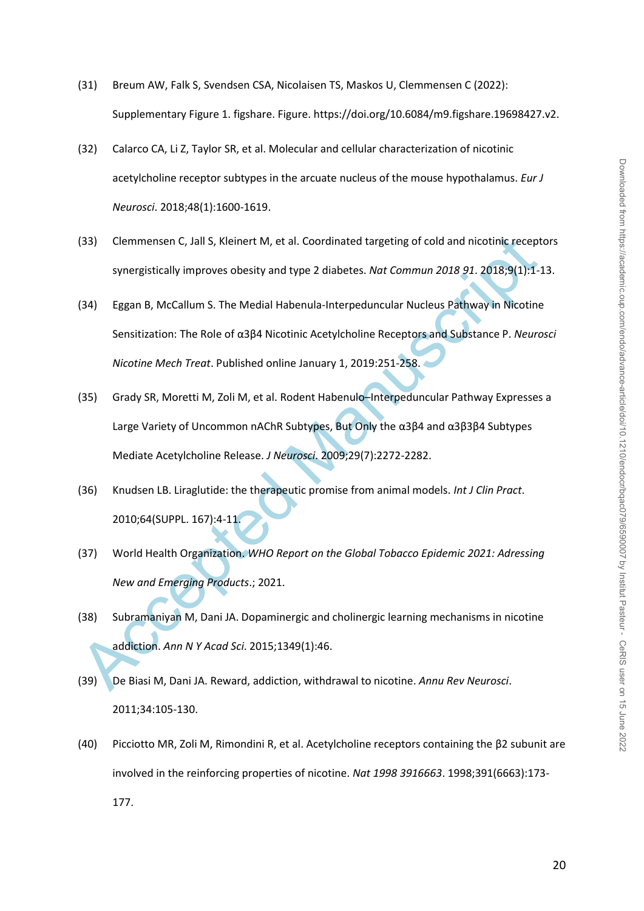(31) Breum AW, Falk S, Svendsen CSA, Nicolaisen TS, Maskos U, Clemmensen C (2022): Supplementary Figure 1. figshare. Figure. https://doi.org/10.6084/m9.figshare.19698427.v2.

(32) Calarco CA, Li Z, Taylor SR, et al. Molecular and cellular characterization of nicotinic acetylcholine receptor subtypes in the arcuate nucleus of the mouse hypothalamus. *Eur J Neurosci*. 2018;48(1):1600-1619.

(33) Clemmensen C, Jall S, Kleinert M, et al. Coordinated targeting of cold and nicotinic receptors synergistically improves obesity and type 2 diabetes. *Nat Commun 2018 91*. 2018;9(1):1-13.

(34) Eggan B, McCallum S. The Medial Habenula-Interpeduncular Nucleus Pathway in Nicotine Sensitization: The Role of α3β4 Nicotinic Acetylcholine Receptors and Substance P. *Neurosci Nicotine Mech Treat*. Published online January 1, 2019:251-258.

(35) Grady SR, Moretti M, Zoli M, et al. Rodent Habenulo–Interpeduncular Pathway Expresses a Large Variety of Uncommon nAChR Subtypes, But Only the α3β4 and α3β3β4 Subtypes Mediate Acetylcholine Release. *J Neurosci*. 2009;29(7):2272-2282.

(36) Knudsen LB. Liraglutide: the therapeutic promise from animal models. *Int J Clin Pract*. 2010;64(SUPPL. 167):4-11.

(37) World Health Organization. *WHO Report on the Global Tobacco Epidemic 2021: Adressing New and Emerging Products*.; 2021.

(38) Subramaniyan M, Dani JA. Dopaminergic and cholinergic learning mechanisms in nicotine addiction. *Ann N Y Acad Sci*. 2015;1349(1):46.

(39) De Biasi M, Dani JA. Reward, addiction, withdrawal to nicotine. *Annu Rev Neurosci*. 2011;34:105-130.

(40) Picciotto MR, Zoli M, Rimondini R, et al. Acetylcholine receptors containing the β2 subunit are involved in the reinforcing properties of nicotine. *Nat 1998 3916663*. 1998;391(6663):173-177.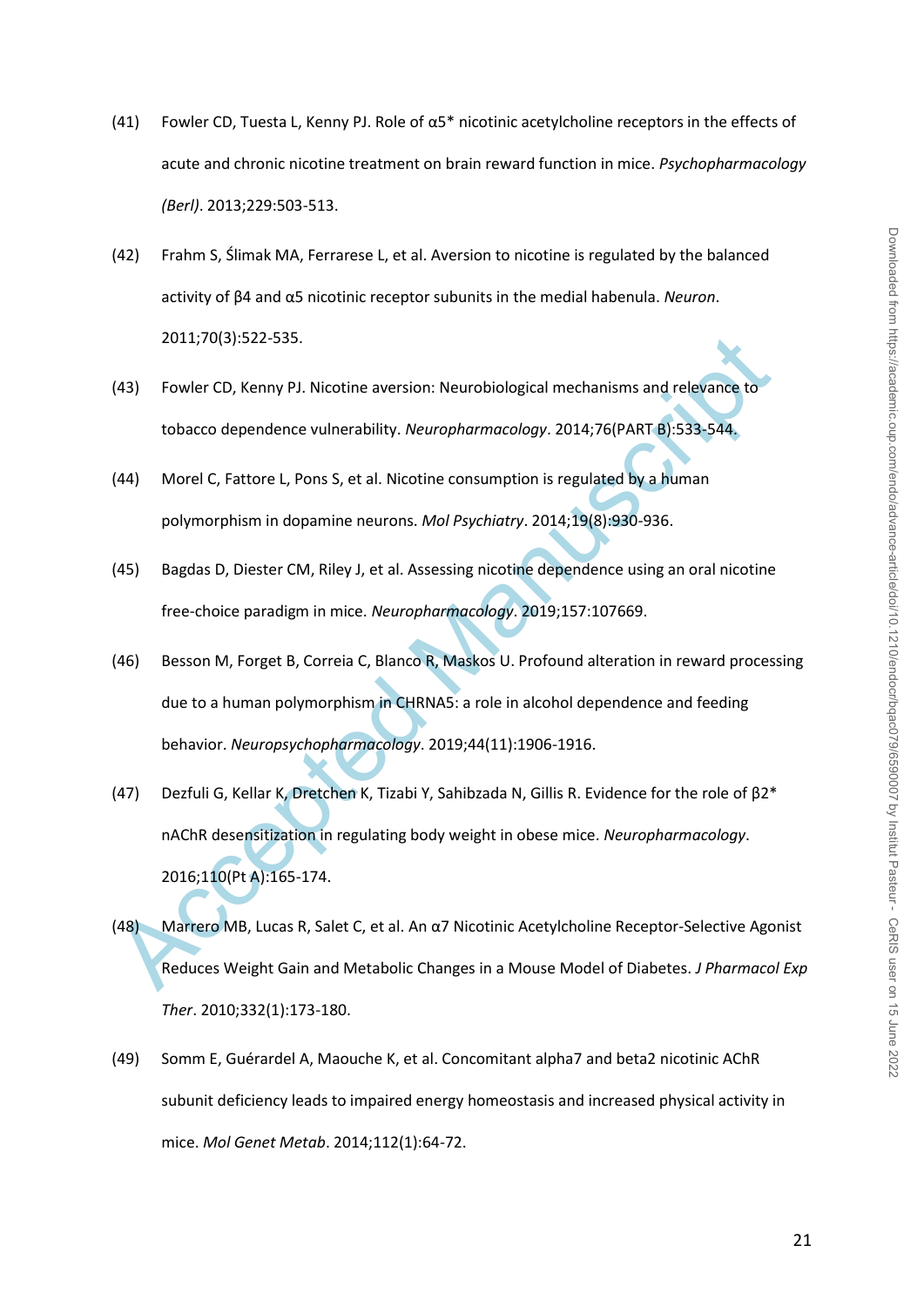(41) Fowler CD, Tuesta L, Kenny PJ. Role of α5* nicotinic acetylcholine receptors in the effects of acute and chronic nicotine treatment on brain reward function in mice. *Psychopharmacology (Berl)*. 2013;229:503-513.

(42) Frahm S, Ślimak MA, Ferrarese L, et al. Aversion to nicotine is regulated by the balanced activity of β4 and α5 nicotinic receptor subunits in the medial habenula. *Neuron*. 2011;70(3):522-535.

(43) Fowler CD, Kenny PJ. Nicotine aversion: Neurobiological mechanisms and relevance to tobacco dependence vulnerability. *Neuropharmacology*. 2014;76(PART B):533-544.

(44) Morel C, Fattore L, Pons S, et al. Nicotine consumption is regulated by a human polymorphism in dopamine neurons. *Mol Psychiatry*. 2014;19(8):930-936.

(45) Bagdas D, Diester CM, Riley J, et al. Assessing nicotine dependence using an oral nicotine free-choice paradigm in mice. *Neuropharmacology*. 2019;157:107669.

(46) Besson M, Forget B, Correia C, Blanco R, Maskos U. Profound alteration in reward processing due to a human polymorphism in CHRNA5: a role in alcohol dependence and feeding behavior. *Neuropsychopharmacology*. 2019;44(11):1906-1916.

(47) Dezfuli G, Kellar K, Dretchen K, Tizabi Y, Sahibzada N, Gillis R. Evidence for the role of β2* nAChR desensitization in regulating body weight in obese mice. *Neuropharmacology*. 2016;110(Pt A):165-174.

(48) Marrero MB, Lucas R, Salet C, et al. An α7 Nicotinic Acetylcholine Receptor-Selective Agonist Reduces Weight Gain and Metabolic Changes in a Mouse Model of Diabetes. *J Pharmacol Exp Ther*. 2010;332(1):173-180.

(49) Somm E, Guérardel A, Maouche K, et al. Concomitant alpha7 and beta2 nicotinic AChR subunit deficiency leads to impaired energy homeostasis and increased physical activity in mice. *Mol Genet Metab*. 2014;112(1):64-72.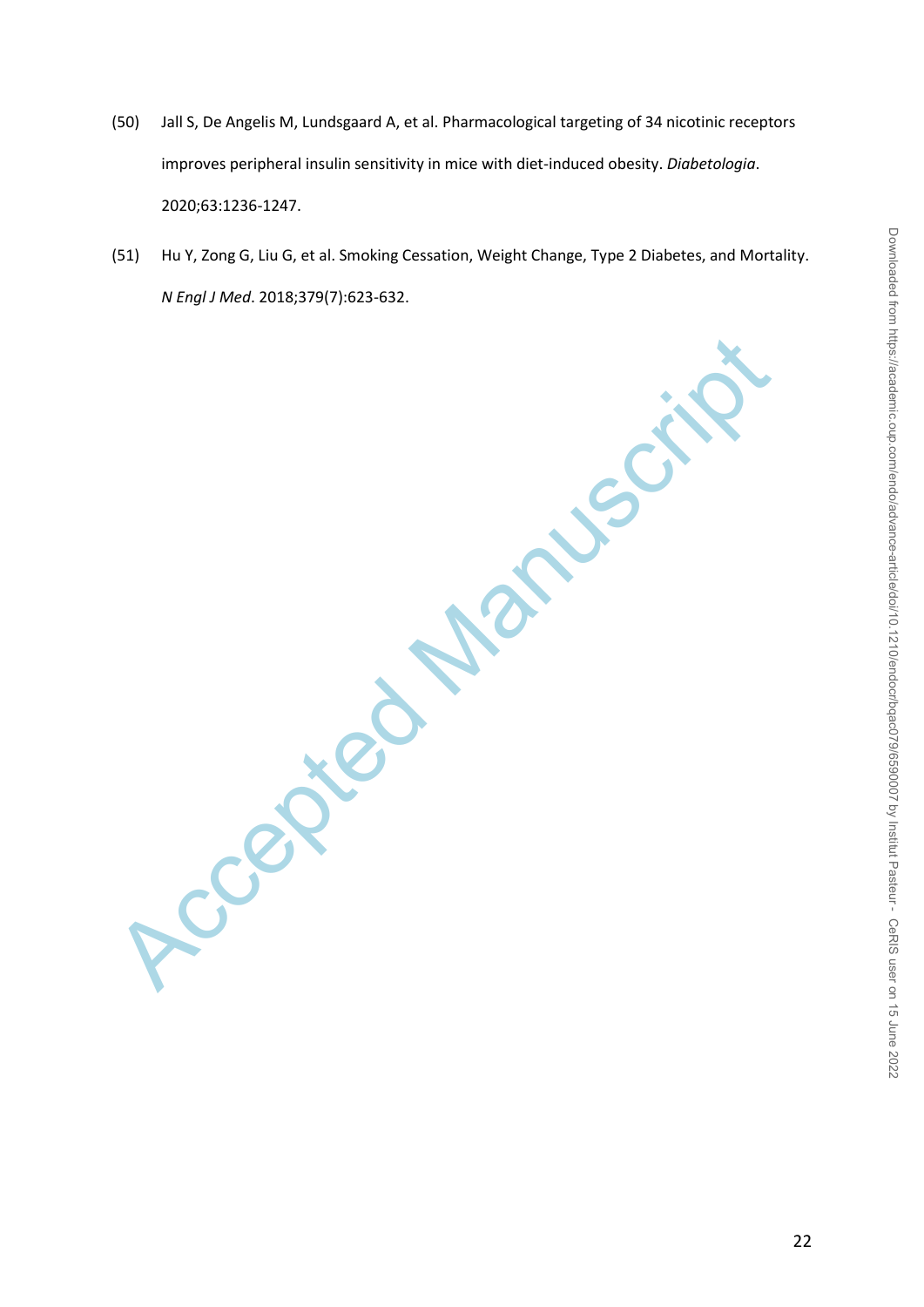(50) Jall S, De Angelis M, Lundsgaard A, et al. Pharmacological targeting of 34 nicotinic receptors improves peripheral insulin sensitivity in mice with diet-induced obesity. *Diabetologia*. 2020;63:1236-1247.

(51) Hu Y, Zong G, Liu G, et al. Smoking Cessation, Weight Change, Type 2 Diabetes, and Mortality. *N Engl J Med*. 2018;379(7):623-632.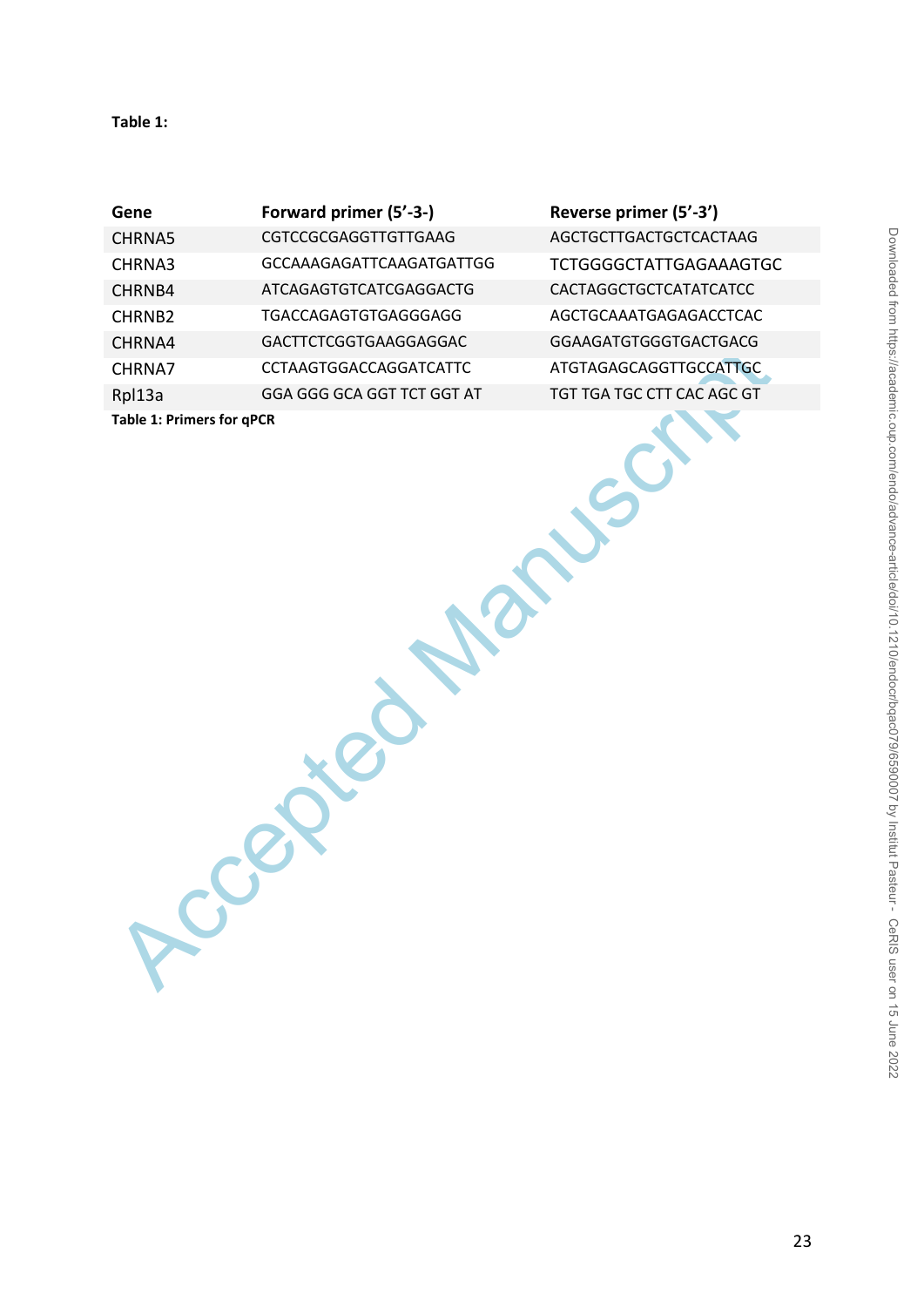**Table 1:**

| Gene | Forward primer (5'-3-) | Reverse primer (5'-3') |
|---|---|---|
| CHRNA5 | CGTCCGCGAGGTTGTTGAAG | AGCTGCTTGACTGCTCACTAAG |
| CHRNA3 | GCCAAAGAGATTCAAGATGATTGG | TCTGGGGCTATTGAGAAAGTGC |
| CHRNB4 | ATCAGAGTGTCATCGAGGACTG | CACTAGGCTGCTCATATCATCC |
| CHRNB2 | TGACCAGAGTGTGAGGGAGG | AGCTGCAAATGAGAGACCTCAC |
| CHRNA4 | GACTTCTCGGTGAAGGAGGAC | GGAAGATGTGGGTGACTGACG |
| CHRNA7 | CCTAAGTGGACCAGGATCATTC | ATGTAGAGCAGGTTGCCATTGC |
| Rpl13a | GGA GGG GCA GGT TCT GGT AT | TGT TGA TGC CTT CAC AGC GT |

**Table 1: Primers for qPCR**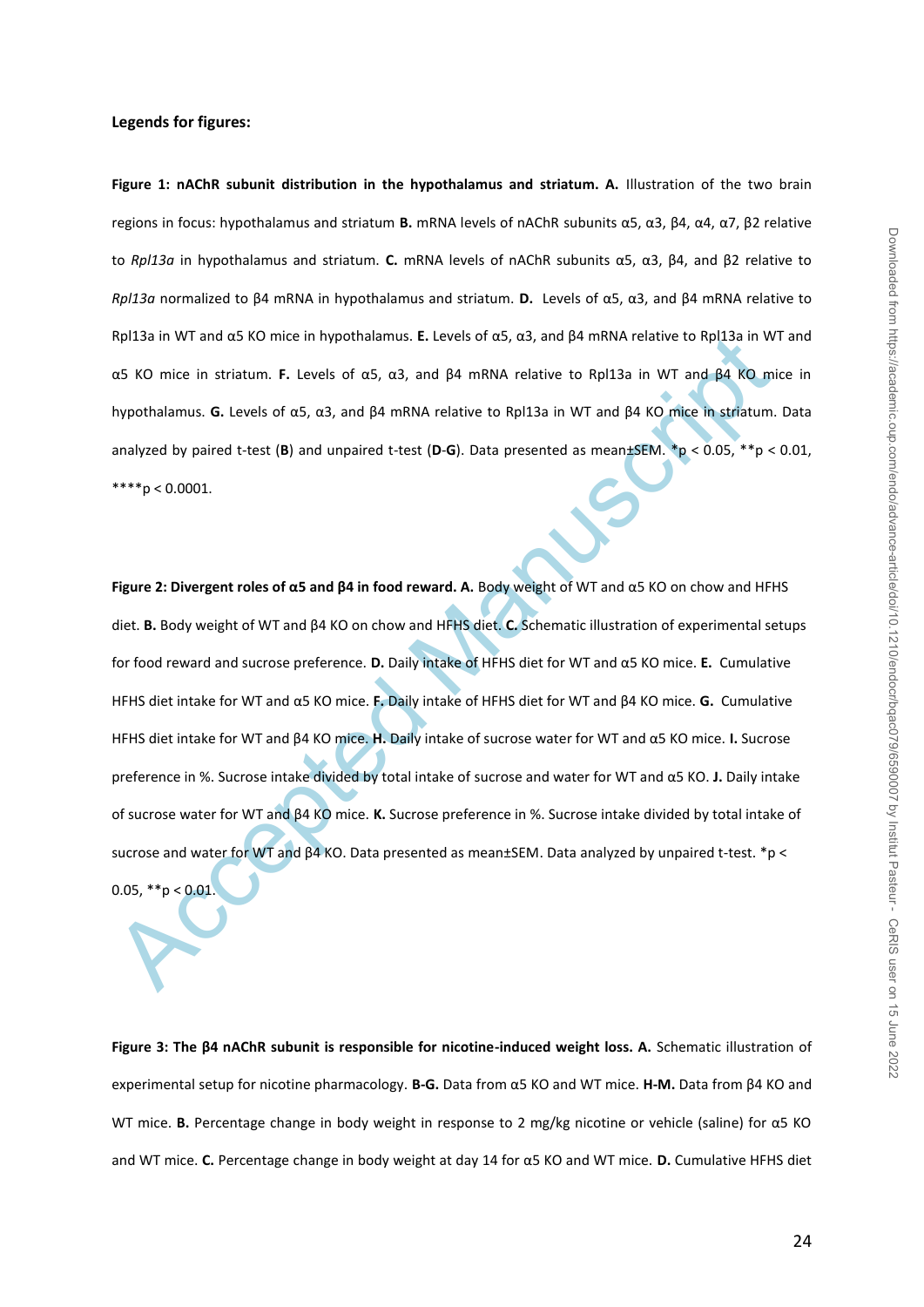**Legends for figures:**

**Figure 1: nAChR subunit distribution in the hypothalamus and striatum. A.** Illustration of the two brain regions in focus: hypothalamus and striatum **B.** mRNA levels of nAChR subunits α5, α3, β4, α4, α7, β2 relative to *Rpl13a* in hypothalamus and striatum. **C.** mRNA levels of nAChR subunits α5, α3, β4, and β2 relative to *Rpl13a* normalized to β4 mRNA in hypothalamus and striatum. **D.** Levels of α5, α3, and β4 mRNA relative to Rpl13a in WT and α5 KO mice in hypothalamus. **E.** Levels of α5, α3, and β4 mRNA relative to Rpl13a in WT and α5 KO mice in striatum. **F.** Levels of α5, α3, and β4 mRNA relative to Rpl13a in WT and β4 KO mice in hypothalamus. **G.** Levels of α5, α3, and β4 mRNA relative to Rpl13a in WT and β4 KO mice in striatum. Data analyzed by paired t-test (**B**) and unpaired t-test (**D**-**G**). Data presented as mean±SEM. *p < 0.05, **p < 0.01, ****p < 0.0001.

**Figure 2: Divergent roles of α5 and β4 in food reward. A.** Body weight of WT and α5 KO on chow and HFHS diet. **B.** Body weight of WT and β4 KO on chow and HFHS diet. **C.** Schematic illustration of experimental setups for food reward and sucrose preference. **D.** Daily intake of HFHS diet for WT and α5 KO mice. **E.** Cumulative HFHS diet intake for WT and α5 KO mice. **F.** Daily intake of HFHS diet for WT and β4 KO mice. **G.** Cumulative HFHS diet intake for WT and β4 KO mice. **H.** Daily intake of sucrose water for WT and α5 KO mice. **I.** Sucrose preference in %. Sucrose intake divided by total intake of sucrose and water for WT and α5 KO. **J.** Daily intake of sucrose water for WT and β4 KO mice. **K.** Sucrose preference in %. Sucrose intake divided by total intake of sucrose and water for WT and β4 KO. Data presented as mean±SEM. Data analyzed by unpaired t-test. *p < 0.05, **p < 0.01.

**Figure 3: The β4 nAChR subunit is responsible for nicotine-induced weight loss. A.** Schematic illustration of experimental setup for nicotine pharmacology. **B-G.** Data from α5 KO and WT mice. **H-M.** Data from β4 KO and WT mice. **B.** Percentage change in body weight in response to 2 mg/kg nicotine or vehicle (saline) for α5 KO and WT mice. **C.** Percentage change in body weight at day 14 for α5 KO and WT mice. **D.** Cumulative HFHS diet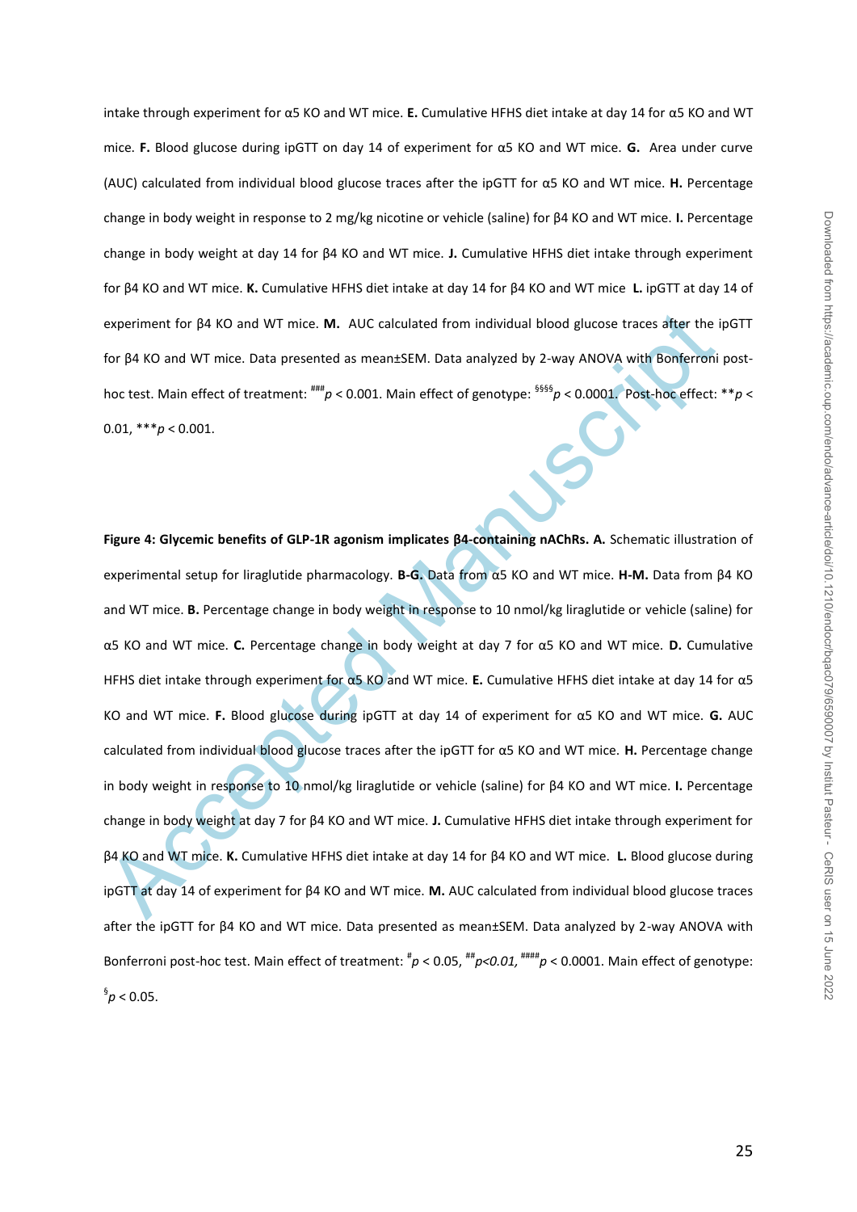intake through experiment for α5 KO and WT mice. **E.** Cumulative HFHS diet intake at day 14 for α5 KO and WT mice. **F.** Blood glucose during ipGTT on day 14 of experiment for α5 KO and WT mice. **G.** Area under curve (AUC) calculated from individual blood glucose traces after the ipGTT for α5 KO and WT mice. **H.** Percentage change in body weight in response to 2 mg/kg nicotine or vehicle (saline) for β4 KO and WT mice. **I.** Percentage change in body weight at day 14 for β4 KO and WT mice. **J.** Cumulative HFHS diet intake through experiment for β4 KO and WT mice. **K.** Cumulative HFHS diet intake at day 14 for β4 KO and WT mice **L.** ipGTT at day 14 of experiment for β4 KO and WT mice. **M.** AUC calculated from individual blood glucose traces after the ipGTT for β4 KO and WT mice. Data presented as mean±SEM. Data analyzed by 2-way ANOVA with Bonferroni post-hoc test. Main effect of treatment: $^{\#\#\#}p < 0.001$. Main effect of genotype: $^{\S\S\S\S}p < 0.0001$. Post-hoc effect: $^{**}p < 0.01$, $^{***}p < 0.001$.

**Figure 4: Glycemic benefits of GLP-1R agonism implicates β4-containing nAChRs. A.** Schematic illustration of experimental setup for liraglutide pharmacology. **B-G.** Data from α5 KO and WT mice. **H-M.** Data from β4 KO and WT mice. **B.** Percentage change in body weight in response to 10 nmol/kg liraglutide or vehicle (saline) for α5 KO and WT mice. **C.** Percentage change in body weight at day 7 for α5 KO and WT mice. **D.** Cumulative HFHS diet intake through experiment for α5 KO and WT mice. **E.** Cumulative HFHS diet intake at day 14 for α5 KO and WT mice. **F.** Blood glucose during ipGTT at day 14 of experiment for α5 KO and WT mice. **G.** AUC calculated from individual blood glucose traces after the ipGTT for α5 KO and WT mice. **H.** Percentage change in body weight in response to 10 nmol/kg liraglutide or vehicle (saline) for β4 KO and WT mice. **I.** Percentage change in body weight at day 7 for β4 KO and WT mice. **J.** Cumulative HFHS diet intake through experiment for β4 KO and WT mice. **K.** Cumulative HFHS diet intake at day 14 for β4 KO and WT mice. **L.** Blood glucose during ipGTT at day 14 of experiment for β4 KO and WT mice. **M.** AUC calculated from individual blood glucose traces after the ipGTT for β4 KO and WT mice. Data presented as mean±SEM. Data analyzed by 2-way ANOVA with Bonferroni post-hoc test. Main effect of treatment: $^{\#}p < 0.05$, $^{\#\#}p<0.01$, $^{\#\#\#\#}p < 0.0001$. Main effect of genotype: $^{\S}p < 0.05$.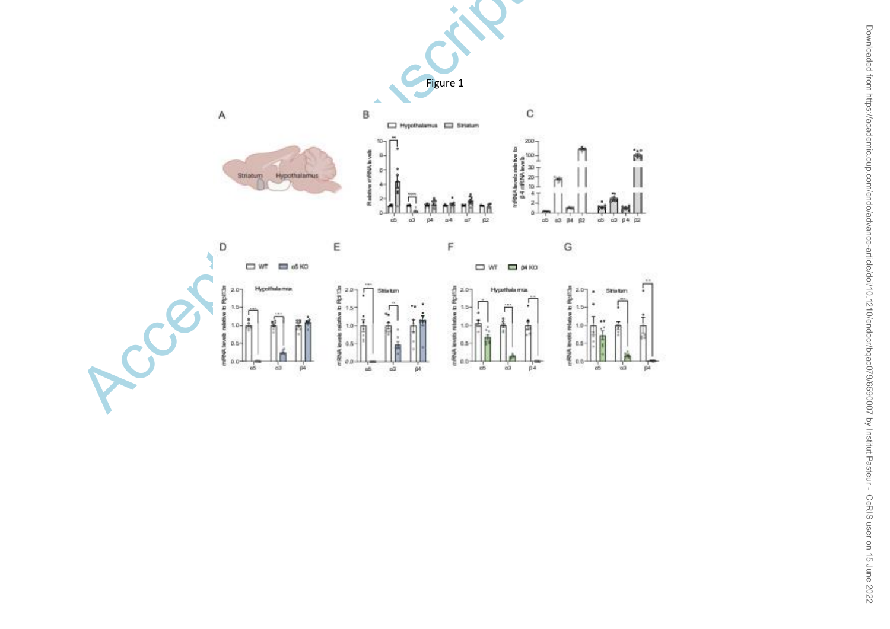Figure 1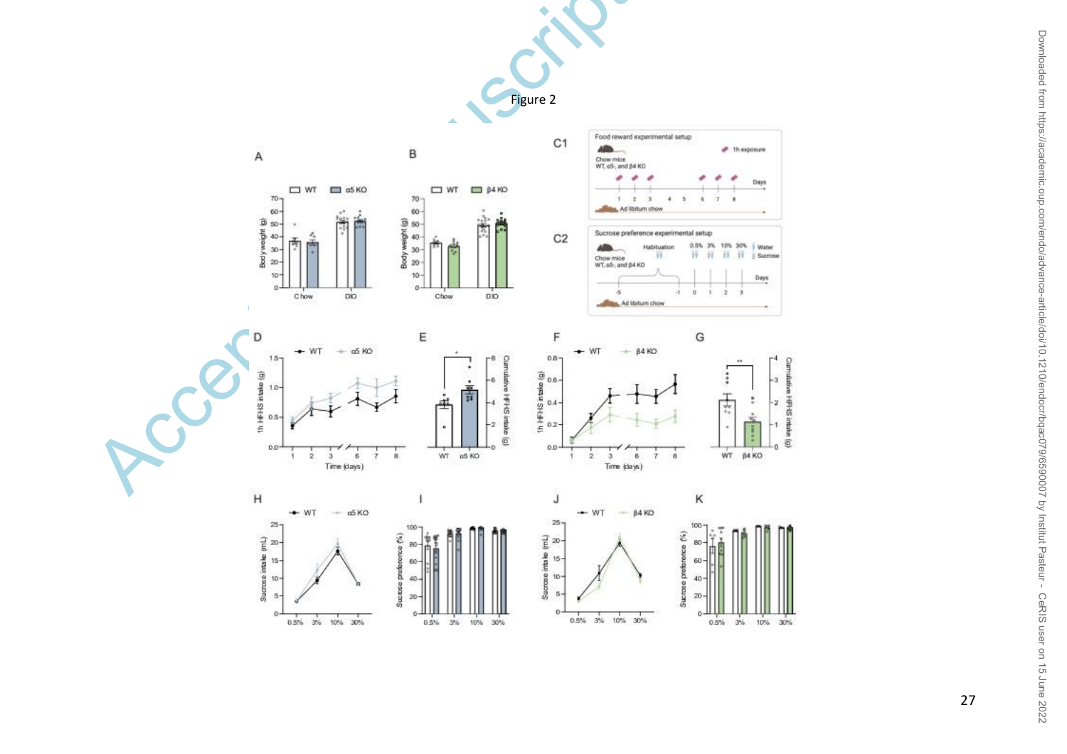Figure 2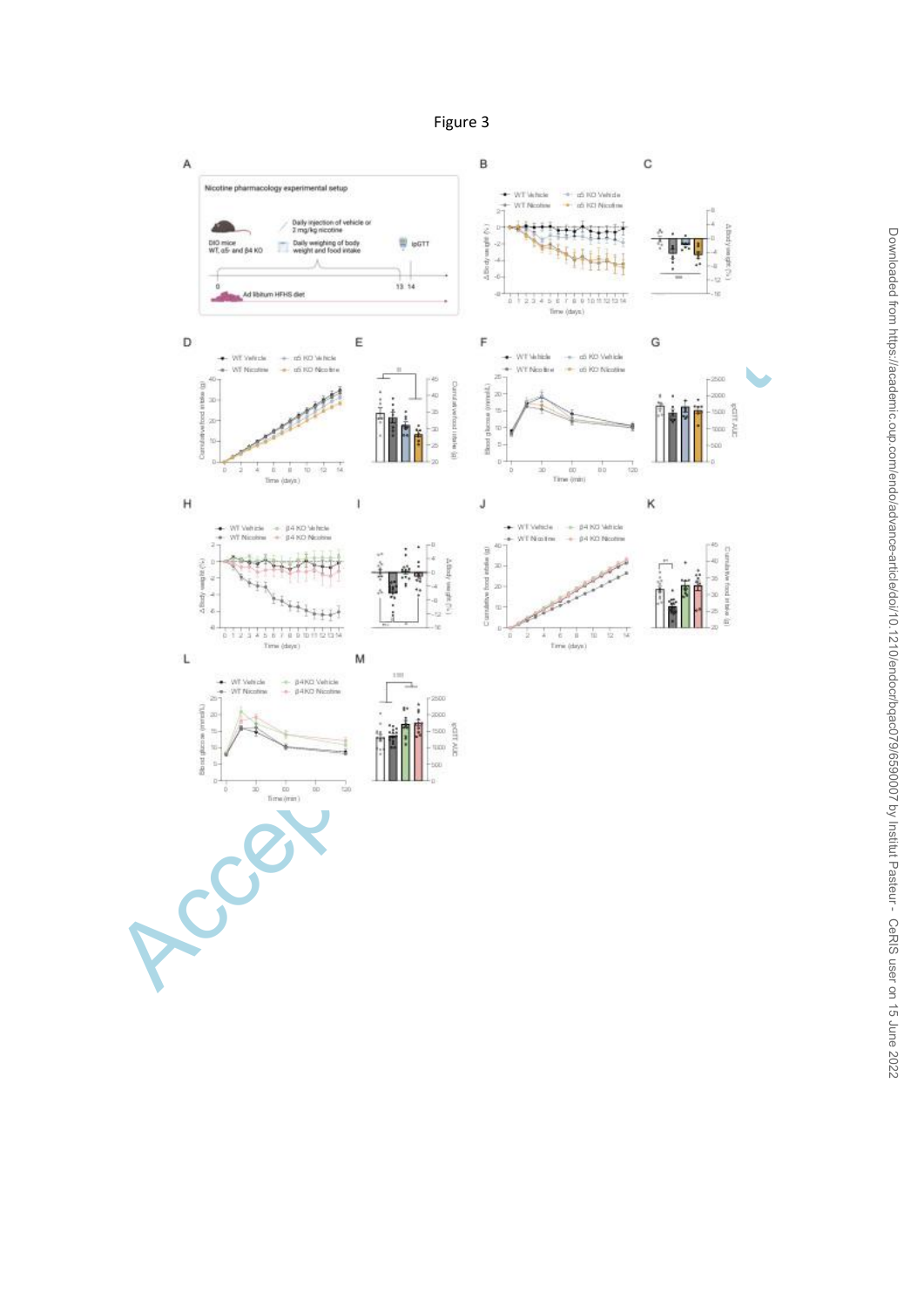Figure 3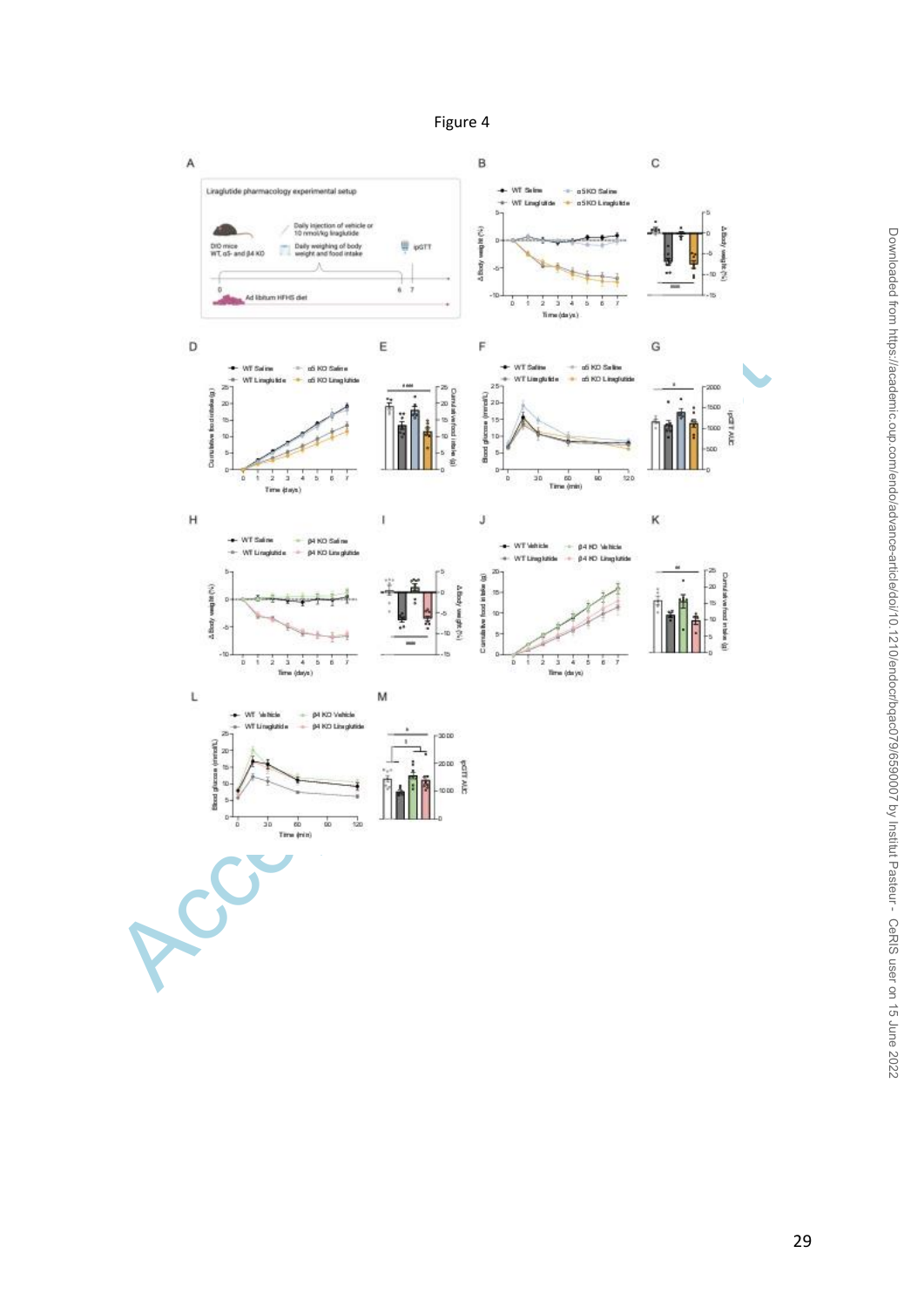Figure 4

A

Liraglutide pharmacology experimental setup

DIO mice
WT, α5- and β4 KO

Daily injection of vehicle or 10 nmol/kg liraglutide

Daily weighing of body weight and food intake

ipGTT

0

6 7

Ad libitum HFHS diet

B

WT Saline
WT Liraglutide
α5KO Saline
α5KO Liraglutide

Δ Body weight (%)

Time (days)

C

Δ Body weight (%)

D

WT Saline
WT Liraglutide
α5 KO Saline
α5 KO Liraglutide

Cumulative food intake (g)

Time (days)

E

Cumulative food intake (g)

F

WT Saline
WT Liraglutide
α5 KO Saline
α5 KO Liraglutide

Blood glucose (mmol/L)

Time (min)

G

ipGTT AUC

H

WT Saline
WT Liraglutide
β4 KO Saline
β4 KO Liraglutide

Δ Body weight (%)

Time (days)

I

Δ Body weight (%)

J

WT Vehicle
WT Liraglutide
β4 KO Vehicle
β4 KO Liraglutide

Cumulative food intake (g)

Time (days)

K

Cumulative food intake (g)

L

WT Vehicle
WT Liraglutide
β4 KO Vehicle
β4 KO Liraglutide

Blood glucose (mmol/L)

Time (min)

M

ipGTT AUC